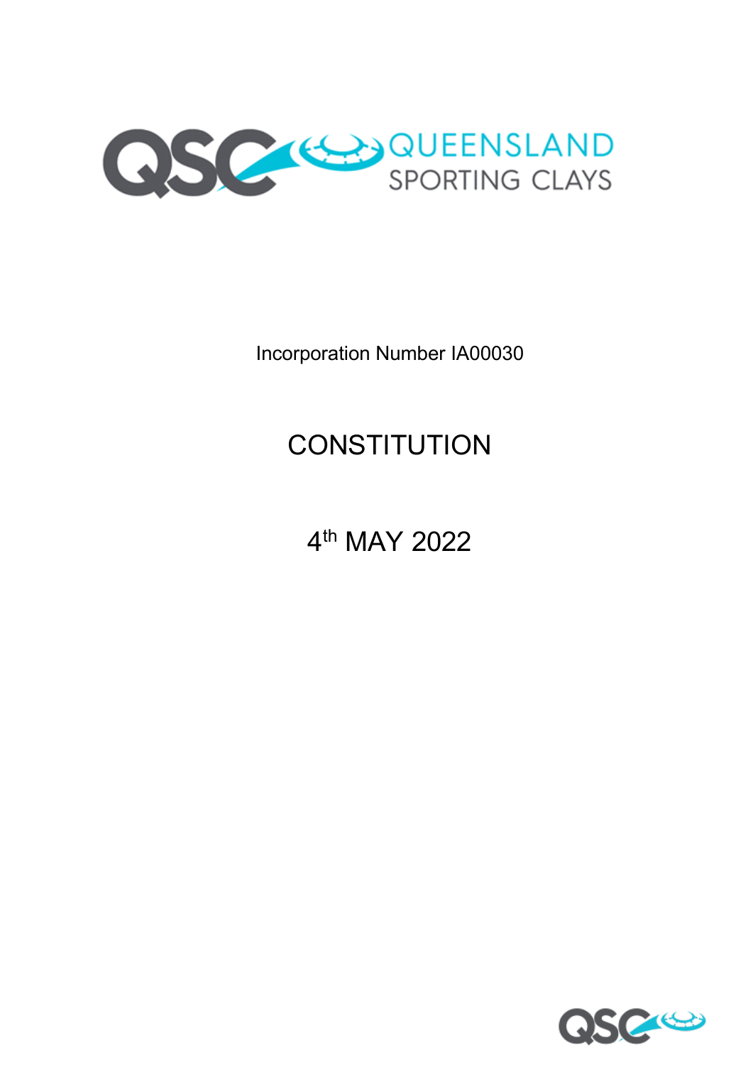QUEENSLAND SPORTING CLAYS

Incorporation Number IA00030

# CONSTITUTION

4th MAY 2022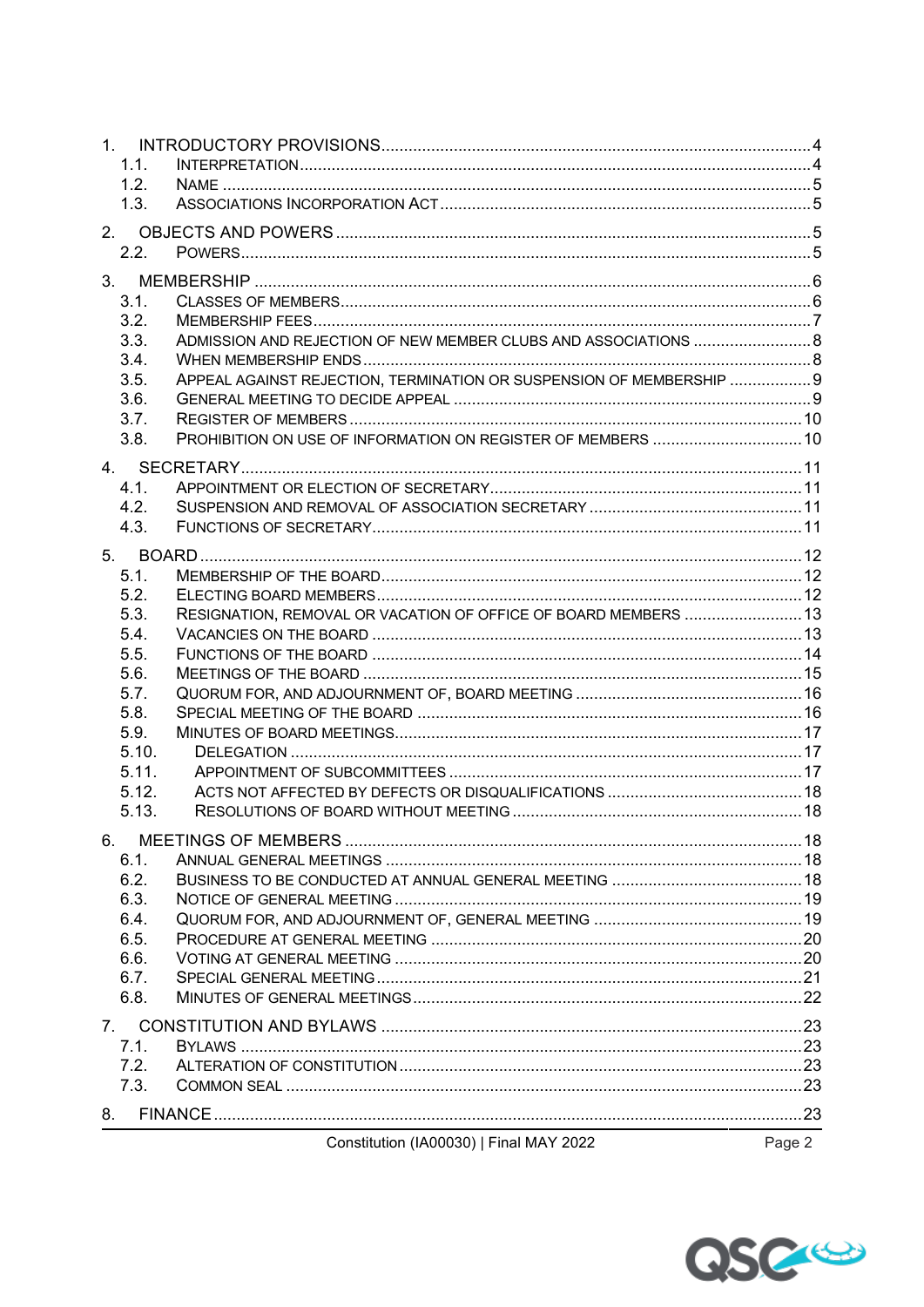1. INTRODUCTORY PROVISIONS .......... 4
   - 1.1. INTERPRETATION .......... 4
   - 1.2. NAME .......... 5
   - 1.3. ASSOCIATIONS INCORPORATION ACT .......... 5
2. OBJECTS AND POWERS .......... 5
   - 2.2. POWERS .......... 5
3. MEMBERSHIP .......... 6
   - 3.1. CLASSES OF MEMBERS .......... 6
   - 3.2. MEMBERSHIP FEES .......... 7
   - 3.3. ADMISSION AND REJECTION OF NEW MEMBER CLUBS AND ASSOCIATIONS .......... 8
   - 3.4. WHEN MEMBERSHIP ENDS .......... 8
   - 3.5. APPEAL AGAINST REJECTION, TERMINATION OR SUSPENSION OF MEMBERSHIP .......... 9
   - 3.6. GENERAL MEETING TO DECIDE APPEAL .......... 9
   - 3.7. REGISTER OF MEMBERS .......... 10
   - 3.8. PROHIBITION ON USE OF INFORMATION ON REGISTER OF MEMBERS .......... 10
4. SECRETARY .......... 11
   - 4.1. APPOINTMENT OR ELECTION OF SECRETARY .......... 11
   - 4.2. SUSPENSION AND REMOVAL OF ASSOCIATION SECRETARY .......... 11
   - 4.3. FUNCTIONS OF SECRETARY .......... 11
5. BOARD .......... 12
   - 5.1. MEMBERSHIP OF THE BOARD .......... 12
   - 5.2. ELECTING BOARD MEMBERS .......... 12
   - 5.3. RESIGNATION, REMOVAL OR VACATION OF OFFICE OF BOARD MEMBERS .......... 13
   - 5.4. VACANCIES ON THE BOARD .......... 13
   - 5.5. FUNCTIONS OF THE BOARD .......... 14
   - 5.6. MEETINGS OF THE BOARD .......... 15
   - 5.7. QUORUM FOR, AND ADJOURNMENT OF, BOARD MEETING .......... 16
   - 5.8. SPECIAL MEETING OF THE BOARD .......... 16
   - 5.9. MINUTES OF BOARD MEETINGS .......... 17
   - 5.10. DELEGATION .......... 17
   - 5.11. APPOINTMENT OF SUBCOMMITTEES .......... 17
   - 5.12. ACTS NOT AFFECTED BY DEFECTS OR DISQUALIFICATIONS .......... 18
   - 5.13. RESOLUTIONS OF BOARD WITHOUT MEETING .......... 18
6. MEETINGS OF MEMBERS .......... 18
   - 6.1. ANNUAL GENERAL MEETINGS .......... 18
   - 6.2. BUSINESS TO BE CONDUCTED AT ANNUAL GENERAL MEETING .......... 18
   - 6.3. NOTICE OF GENERAL MEETING .......... 19
   - 6.4. QUORUM FOR, AND ADJOURNMENT OF, GENERAL MEETING .......... 19
   - 6.5. PROCEDURE AT GENERAL MEETING .......... 20
   - 6.6. VOTING AT GENERAL MEETING .......... 20
   - 6.7. SPECIAL GENERAL MEETING .......... 21
   - 6.8. MINUTES OF GENERAL MEETINGS .......... 22
7. CONSTITUTION AND BYLAWS .......... 23
   - 7.1. BYLAWS .......... 23
   - 7.2. ALTERATION OF CONSTITUTION .......... 23
   - 7.3. COMMON SEAL .......... 23
8. FINANCE .......... 23

Constitution (IA00030) | Final MAY 2022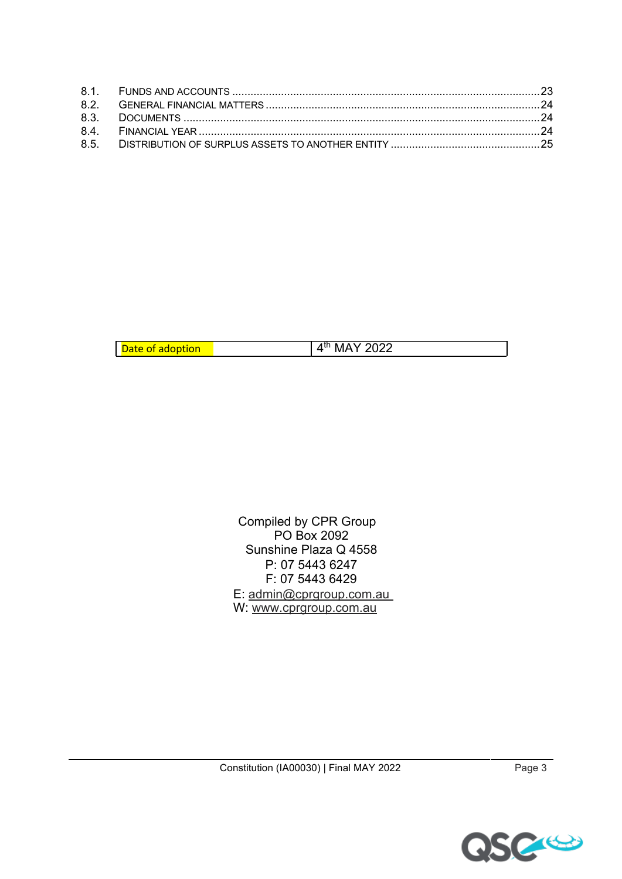| | | |
|---|---|---|
| 8.1. | FUNDS AND ACCOUNTS | 23 |
| 8.2. | GENERAL FINANCIAL MATTERS | 24 |
| 8.3. | DOCUMENTS | 24 |
| 8.4. | FINANCIAL YEAR | 24 |
| 8.5. | DISTRIBUTION OF SURPLUS ASSETS TO ANOTHER ENTITY | 25 |

| Date of adoption | 4th MAY 2022 |
|---|---|

Compiled by CPR Group
PO Box 2092
Sunshine Plaza Q 4558
P: 07 5443 6247
F: 07 5443 6429
E: admin@cprgroup.com.au
W: www.cprgroup.com.au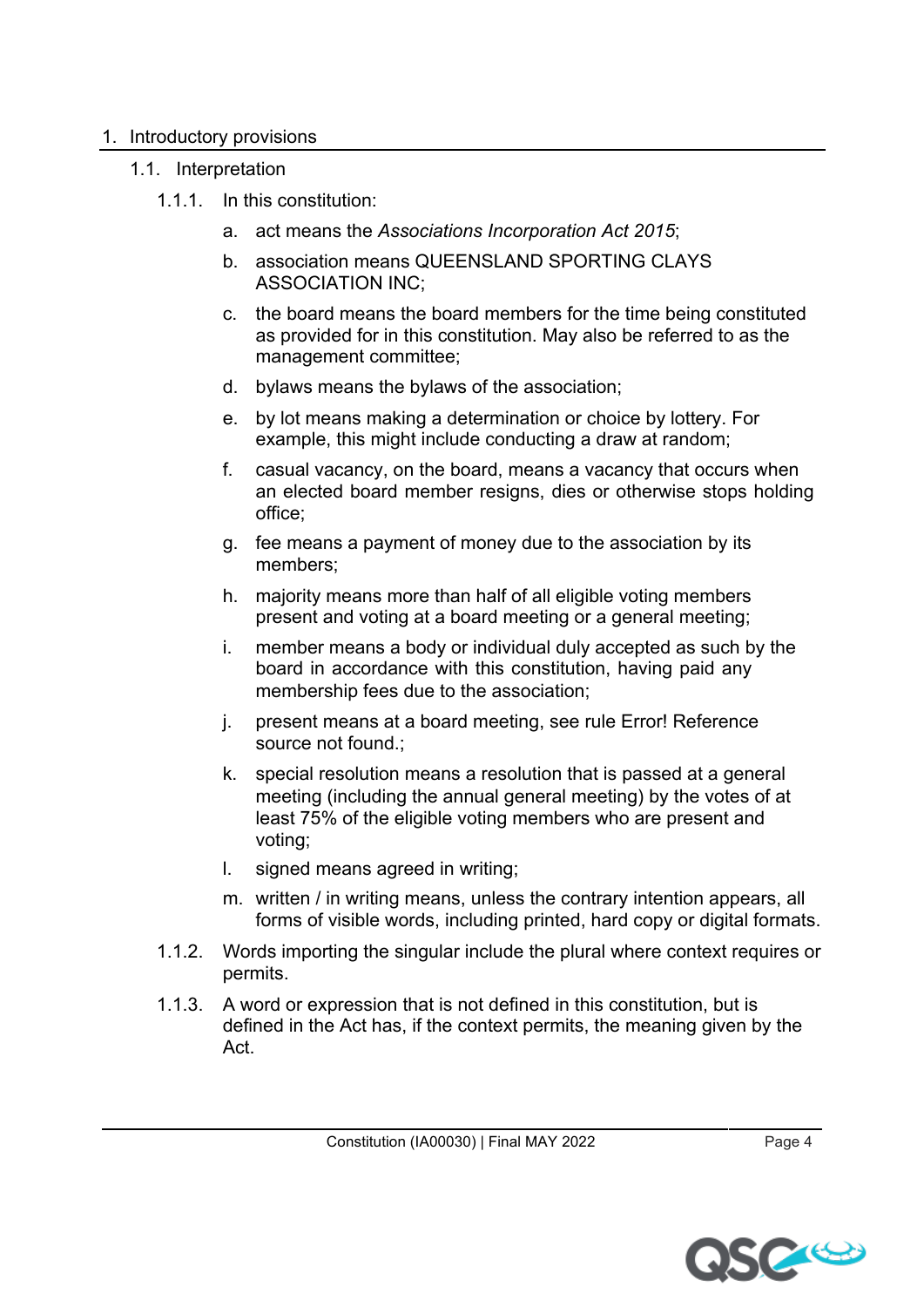# 1. Introductory provisions

## 1.1. Interpretation

1.1.1. In this constitution:

a. act means the *Associations Incorporation Act 2015*;

b. association means QUEENSLAND SPORTING CLAYS ASSOCIATION INC;

c. the board means the board members for the time being constituted as provided for in this constitution. May also be referred to as the management committee;

d. bylaws means the bylaws of the association;

e. by lot means making a determination or choice by lottery. For example, this might include conducting a draw at random;

f. casual vacancy, on the board, means a vacancy that occurs when an elected board member resigns, dies or otherwise stops holding office;

g. fee means a payment of money due to the association by its members;

h. majority means more than half of all eligible voting members present and voting at a board meeting or a general meeting;

i. member means a body or individual duly accepted as such by the board in accordance with this constitution, having paid any membership fees due to the association;

j. present means at a board meeting, see rule Error! Reference source not found.;

k. special resolution means a resolution that is passed at a general meeting (including the annual general meeting) by the votes of at least 75% of the eligible voting members who are present and voting;

l. signed means agreed in writing;

m. written / in writing means, unless the contrary intention appears, all forms of visible words, including printed, hard copy or digital formats.

1.1.2. Words importing the singular include the plural where context requires or permits.

1.1.3. A word or expression that is not defined in this constitution, but is defined in the Act has, if the context permits, the meaning given by the Act.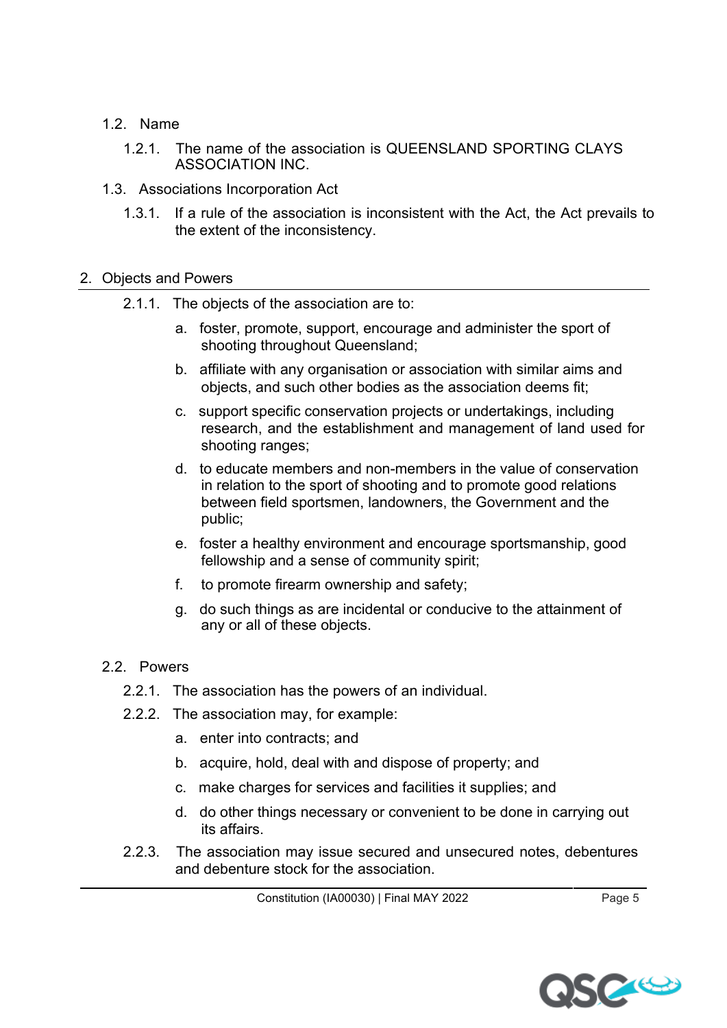### 1.2. Name

1.2.1. The name of the association is QUEENSLAND SPORTING CLAYS ASSOCIATION INC.

### 1.3. Associations Incorporation Act

1.3.1. If a rule of the association is inconsistent with the Act, the Act prevails to the extent of the inconsistency.

## 2. Objects and Powers

2.1.1. The objects of the association are to:

a. foster, promote, support, encourage and administer the sport of shooting throughout Queensland;

b. affiliate with any organisation or association with similar aims and objects, and such other bodies as the association deems fit;

c. support specific conservation projects or undertakings, including research, and the establishment and management of land used for shooting ranges;

d. to educate members and non-members in the value of conservation in relation to the sport of shooting and to promote good relations between field sportsmen, landowners, the Government and the public;

e. foster a healthy environment and encourage sportsmanship, good fellowship and a sense of community spirit;

f. to promote firearm ownership and safety;

g. do such things as are incidental or conducive to the attainment of any or all of these objects.

### 2.2. Powers

2.2.1. The association has the powers of an individual.

2.2.2. The association may, for example:

a. enter into contracts; and

b. acquire, hold, deal with and dispose of property; and

c. make charges for services and facilities it supplies; and

d. do other things necessary or convenient to be done in carrying out its affairs.

2.2.3. The association may issue secured and unsecured notes, debentures and debenture stock for the association.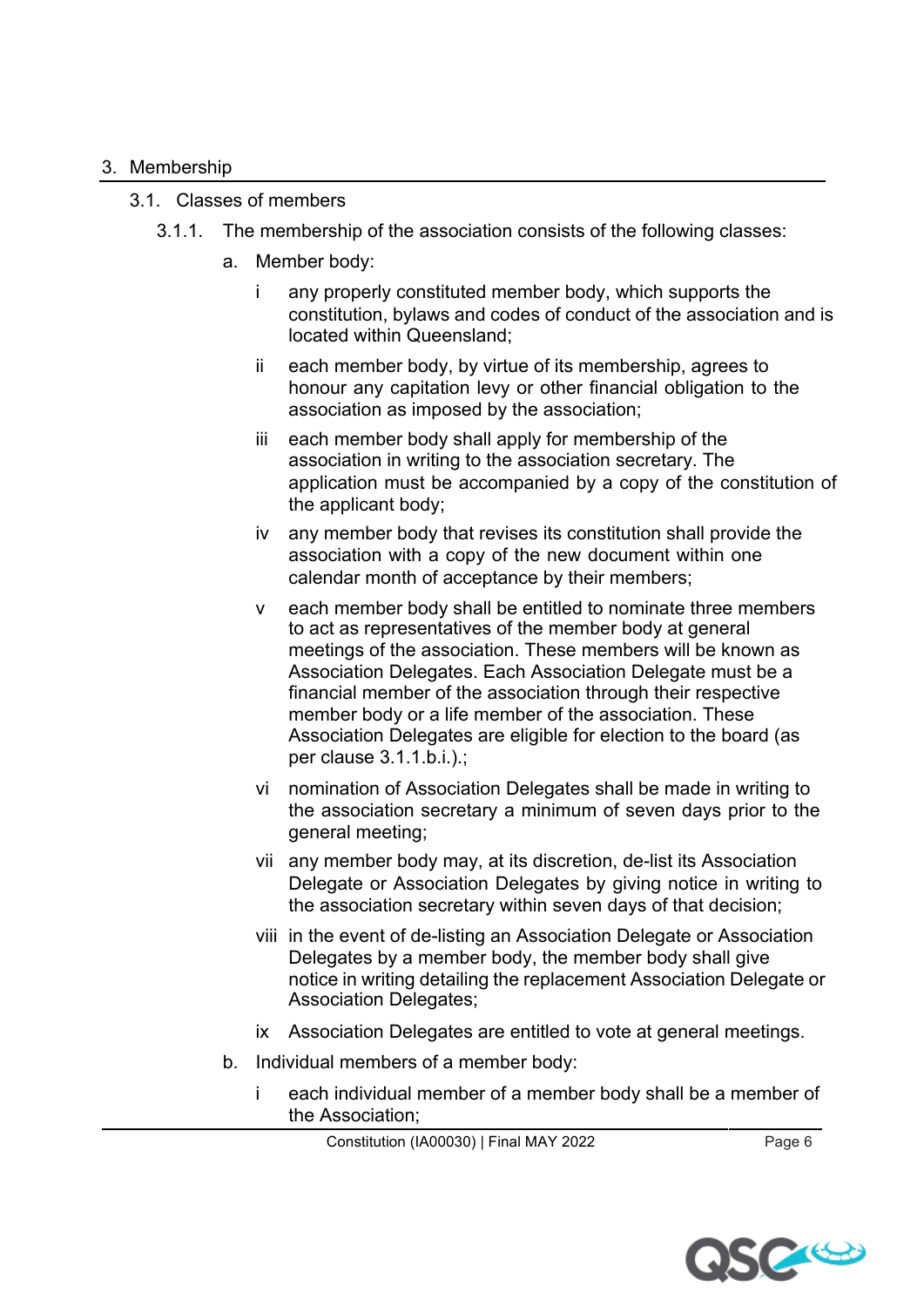## 3. Membership

### 3.1. Classes of members

3.1.1. The membership of the association consists of the following classes:

a. Member body:

   i any properly constituted member body, which supports the constitution, bylaws and codes of conduct of the association and is located within Queensland;

   ii each member body, by virtue of its membership, agrees to honour any capitation levy or other financial obligation to the association as imposed by the association;

   iii each member body shall apply for membership of the association in writing to the association secretary. The application must be accompanied by a copy of the constitution of the applicant body;

   iv any member body that revises its constitution shall provide the association with a copy of the new document within one calendar month of acceptance by their members;

   v each member body shall be entitled to nominate three members to act as representatives of the member body at general meetings of the association. These members will be known as Association Delegates. Each Association Delegate must be a financial member of the association through their respective member body or a life member of the association. These Association Delegates are eligible for election to the board (as per clause 3.1.1.b.i.).;

   vi nomination of Association Delegates shall be made in writing to the association secretary a minimum of seven days prior to the general meeting;

   vii any member body may, at its discretion, de-list its Association Delegate or Association Delegates by giving notice in writing to the association secretary within seven days of that decision;

   viii in the event of de-listing an Association Delegate or Association Delegates by a member body, the member body shall give notice in writing detailing the replacement Association Delegate or Association Delegates;

   ix Association Delegates are entitled to vote at general meetings.

b. Individual members of a member body:

   i each individual member of a member body shall be a member of the Association;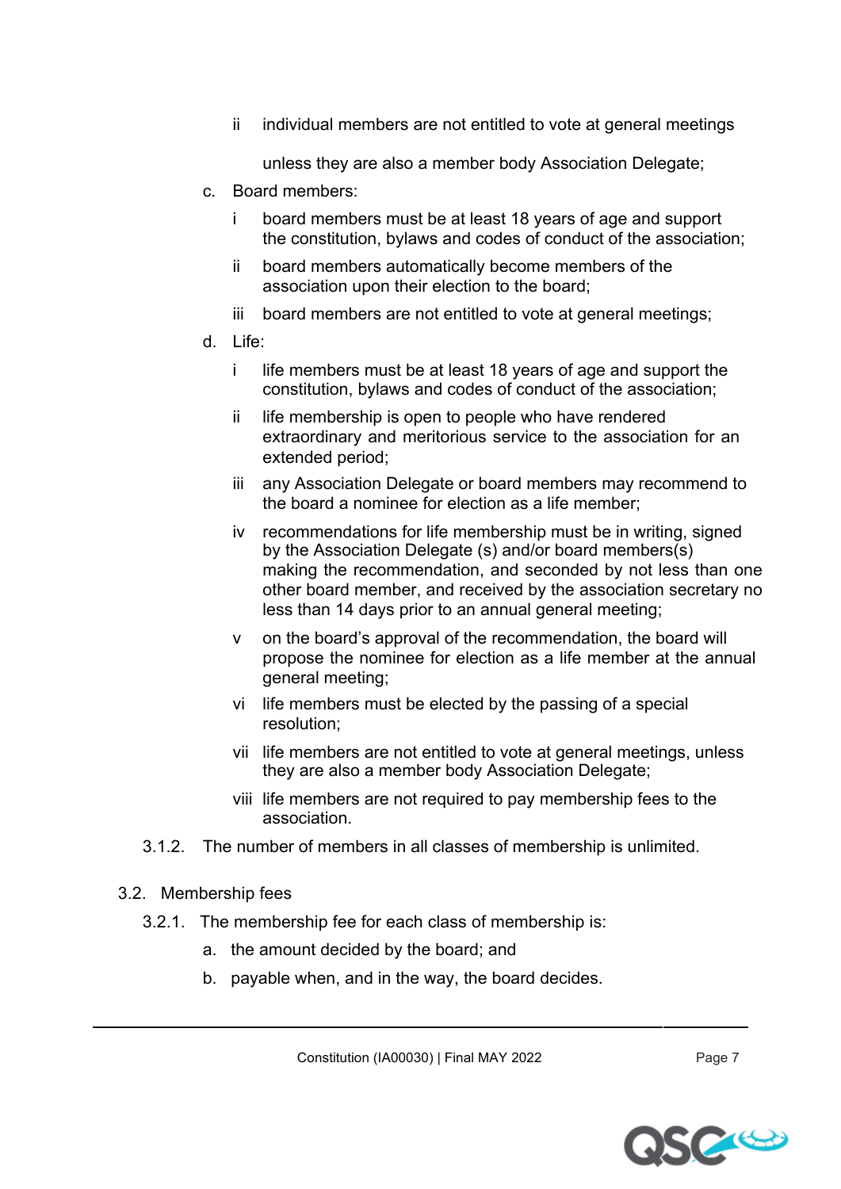ii individual members are not entitled to vote at general meetings unless they are also a member body Association Delegate;

c. Board members:

i board members must be at least 18 years of age and support the constitution, bylaws and codes of conduct of the association;

ii board members automatically become members of the association upon their election to the board;

iii board members are not entitled to vote at general meetings;

d. Life:

i life members must be at least 18 years of age and support the constitution, bylaws and codes of conduct of the association;

ii life membership is open to people who have rendered extraordinary and meritorious service to the association for an extended period;

iii any Association Delegate or board members may recommend to the board a nominee for election as a life member;

iv recommendations for life membership must be in writing, signed by the Association Delegate (s) and/or board members(s) making the recommendation, and seconded by not less than one other board member, and received by the association secretary no less than 14 days prior to an annual general meeting;

v on the board's approval of the recommendation, the board will propose the nominee for election as a life member at the annual general meeting;

vi life members must be elected by the passing of a special resolution;

vii life members are not entitled to vote at general meetings, unless they are also a member body Association Delegate;

viii life members are not required to pay membership fees to the association.

3.1.2. The number of members in all classes of membership is unlimited.

3.2. Membership fees

3.2.1. The membership fee for each class of membership is:

a. the amount decided by the board; and

b. payable when, and in the way, the board decides.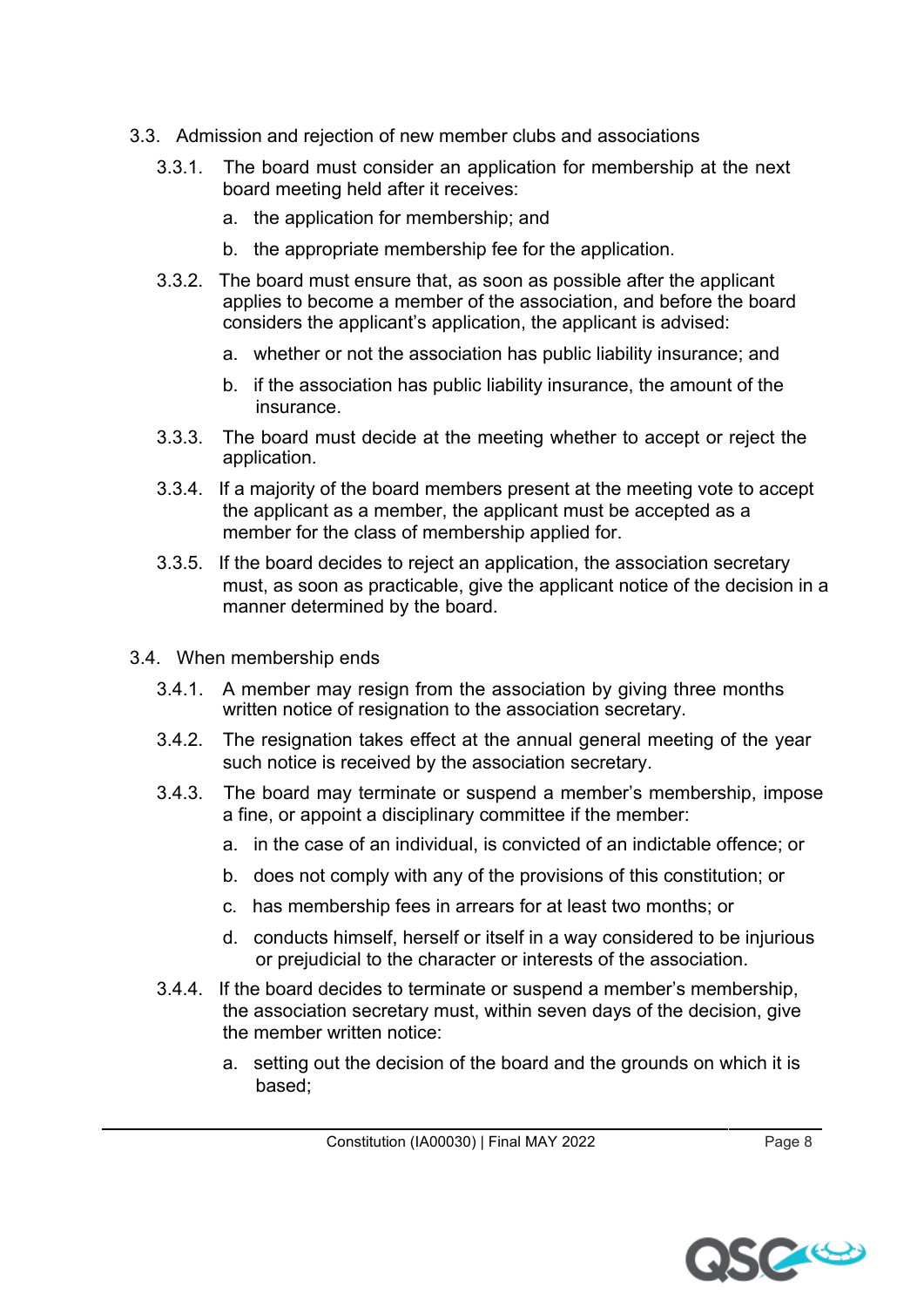### 3.3. Admission and rejection of new member clubs and associations

3.3.1. The board must consider an application for membership at the next board meeting held after it receives:

a. the application for membership; and

b. the appropriate membership fee for the application.

3.3.2. The board must ensure that, as soon as possible after the applicant applies to become a member of the association, and before the board considers the applicant's application, the applicant is advised:

a. whether or not the association has public liability insurance; and

b. if the association has public liability insurance, the amount of the insurance.

3.3.3. The board must decide at the meeting whether to accept or reject the application.

3.3.4. If a majority of the board members present at the meeting vote to accept the applicant as a member, the applicant must be accepted as a member for the class of membership applied for.

3.3.5. If the board decides to reject an application, the association secretary must, as soon as practicable, give the applicant notice of the decision in a manner determined by the board.

### 3.4. When membership ends

3.4.1. A member may resign from the association by giving three months written notice of resignation to the association secretary.

3.4.2. The resignation takes effect at the annual general meeting of the year such notice is received by the association secretary.

3.4.3. The board may terminate or suspend a member's membership, impose a fine, or appoint a disciplinary committee if the member:

a. in the case of an individual, is convicted of an indictable offence; or

b. does not comply with any of the provisions of this constitution; or

c. has membership fees in arrears for at least two months; or

d. conducts himself, herself or itself in a way considered to be injurious or prejudicial to the character or interests of the association.

3.4.4. If the board decides to terminate or suspend a member's membership, the association secretary must, within seven days of the decision, give the member written notice:

a. setting out the decision of the board and the grounds on which it is based;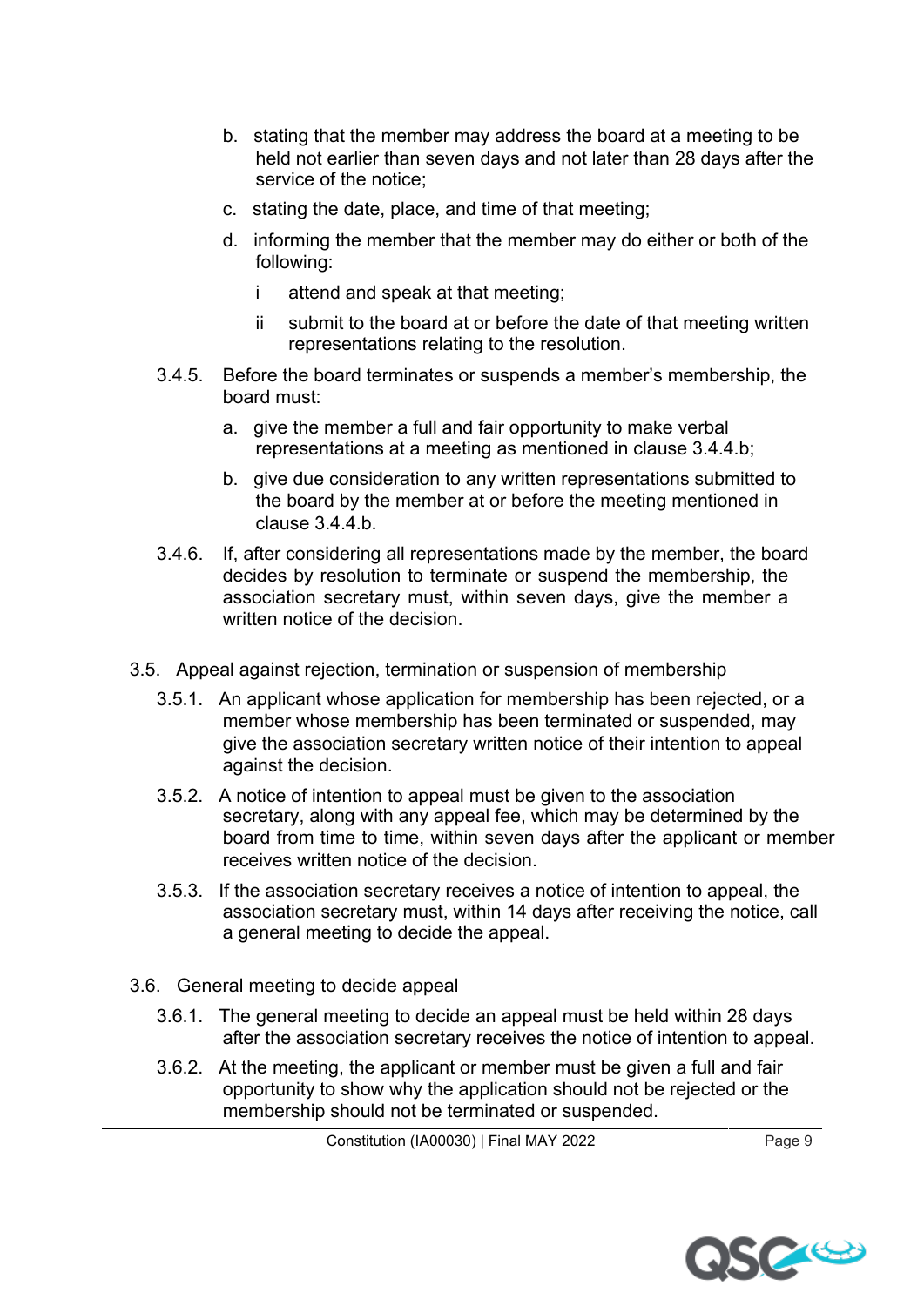b. stating that the member may address the board at a meeting to be held not earlier than seven days and not later than 28 days after the service of the notice;

c. stating the date, place, and time of that meeting;

d. informing the member that the member may do either or both of the following:

   i attend and speak at that meeting;

   ii submit to the board at or before the date of that meeting written representations relating to the resolution.

3.4.5. Before the board terminates or suspends a member's membership, the board must:

a. give the member a full and fair opportunity to make verbal representations at a meeting as mentioned in clause 3.4.4.b;

b. give due consideration to any written representations submitted to the board by the member at or before the meeting mentioned in clause 3.4.4.b.

3.4.6. If, after considering all representations made by the member, the board decides by resolution to terminate or suspend the membership, the association secretary must, within seven days, give the member a written notice of the decision.

3.5. Appeal against rejection, termination or suspension of membership

3.5.1. An applicant whose application for membership has been rejected, or a member whose membership has been terminated or suspended, may give the association secretary written notice of their intention to appeal against the decision.

3.5.2. A notice of intention to appeal must be given to the association secretary, along with any appeal fee, which may be determined by the board from time to time, within seven days after the applicant or member receives written notice of the decision.

3.5.3. If the association secretary receives a notice of intention to appeal, the association secretary must, within 14 days after receiving the notice, call a general meeting to decide the appeal.

3.6. General meeting to decide appeal

3.6.1. The general meeting to decide an appeal must be held within 28 days after the association secretary receives the notice of intention to appeal.

3.6.2. At the meeting, the applicant or member must be given a full and fair opportunity to show why the application should not be rejected or the membership should not be terminated or suspended.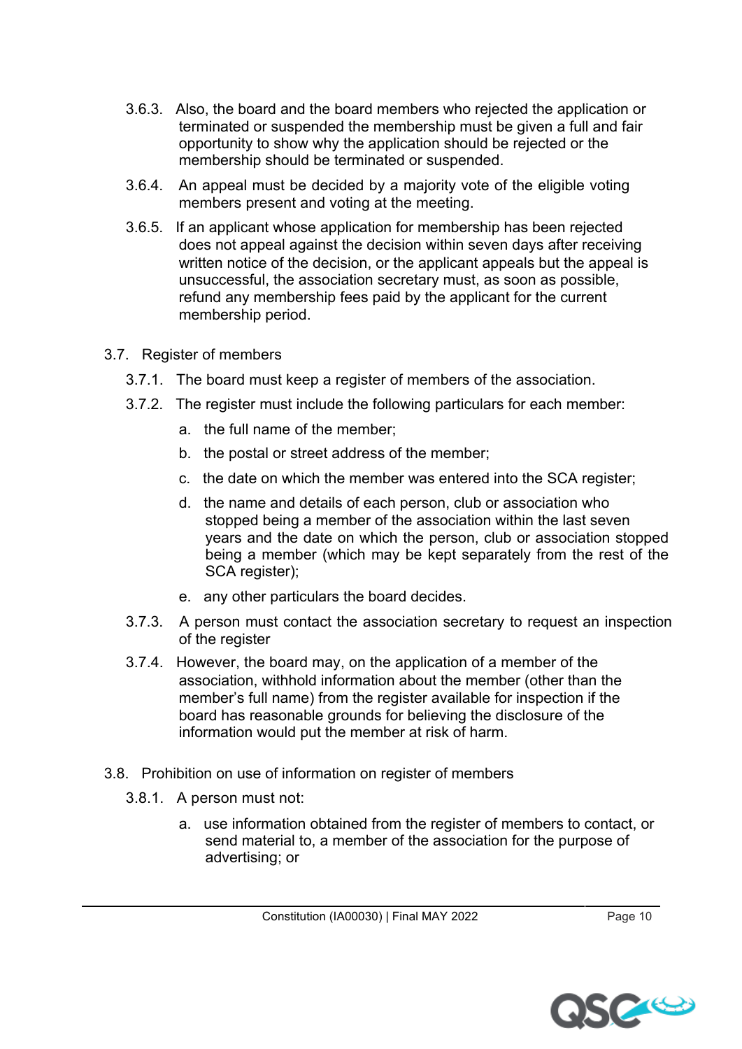3.6.3. Also, the board and the board members who rejected the application or terminated or suspended the membership must be given a full and fair opportunity to show why the application should be rejected or the membership should be terminated or suspended.

3.6.4. An appeal must be decided by a majority vote of the eligible voting members present and voting at the meeting.

3.6.5. If an applicant whose application for membership has been rejected does not appeal against the decision within seven days after receiving written notice of the decision, or the applicant appeals but the appeal is unsuccessful, the association secretary must, as soon as possible, refund any membership fees paid by the applicant for the current membership period.

3.7. Register of members

3.7.1. The board must keep a register of members of the association.

3.7.2. The register must include the following particulars for each member:

a. the full name of the member;

b. the postal or street address of the member;

c. the date on which the member was entered into the SCA register;

d. the name and details of each person, club or association who stopped being a member of the association within the last seven years and the date on which the person, club or association stopped being a member (which may be kept separately from the rest of the SCA register);

e. any other particulars the board decides.

3.7.3. A person must contact the association secretary to request an inspection of the register

3.7.4. However, the board may, on the application of a member of the association, withhold information about the member (other than the member's full name) from the register available for inspection if the board has reasonable grounds for believing the disclosure of the information would put the member at risk of harm.

3.8. Prohibition on use of information on register of members

3.8.1. A person must not:

a. use information obtained from the register of members to contact, or send material to, a member of the association for the purpose of advertising; or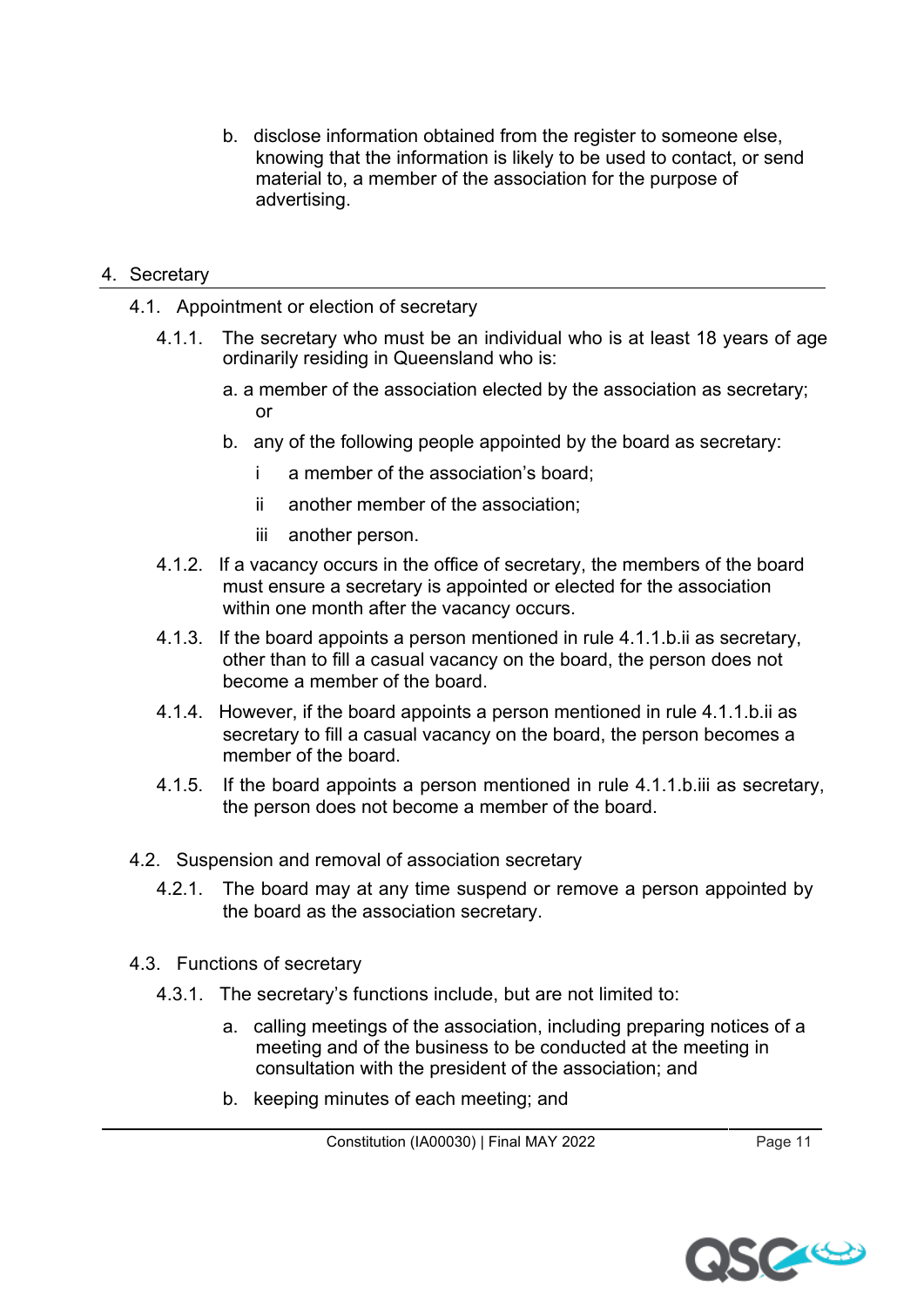b. disclose information obtained from the register to someone else, knowing that the information is likely to be used to contact, or send material to, a member of the association for the purpose of advertising.

## 4. Secretary

### 4.1. Appointment or election of secretary

4.1.1. The secretary who must be an individual who is at least 18 years of age ordinarily residing in Queensland who is:

a. a member of the association elected by the association as secretary; or

b. any of the following people appointed by the board as secretary:

i a member of the association's board;

ii another member of the association;

iii another person.

4.1.2. If a vacancy occurs in the office of secretary, the members of the board must ensure a secretary is appointed or elected for the association within one month after the vacancy occurs.

4.1.3. If the board appoints a person mentioned in rule 4.1.1.b.ii as secretary, other than to fill a casual vacancy on the board, the person does not become a member of the board.

4.1.4. However, if the board appoints a person mentioned in rule 4.1.1.b.ii as secretary to fill a casual vacancy on the board, the person becomes a member of the board.

4.1.5. If the board appoints a person mentioned in rule 4.1.1.b.iii as secretary, the person does not become a member of the board.

### 4.2. Suspension and removal of association secretary

4.2.1. The board may at any time suspend or remove a person appointed by the board as the association secretary.

### 4.3. Functions of secretary

4.3.1. The secretary's functions include, but are not limited to:

a. calling meetings of the association, including preparing notices of a meeting and of the business to be conducted at the meeting in consultation with the president of the association; and

b. keeping minutes of each meeting; and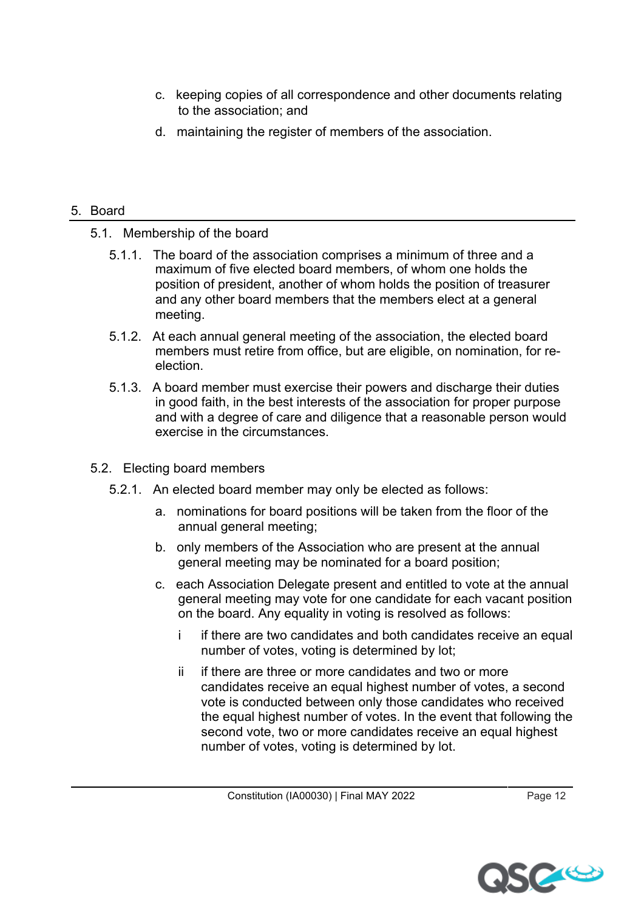c. keeping copies of all correspondence and other documents relating to the association; and

d. maintaining the register of members of the association.

## 5. Board

### 5.1. Membership of the board

5.1.1. The board of the association comprises a minimum of three and a maximum of five elected board members, of whom one holds the position of president, another of whom holds the position of treasurer and any other board members that the members elect at a general meeting.

5.1.2. At each annual general meeting of the association, the elected board members must retire from office, but are eligible, on nomination, for re-election.

5.1.3. A board member must exercise their powers and discharge their duties in good faith, in the best interests of the association for proper purpose and with a degree of care and diligence that a reasonable person would exercise in the circumstances.

### 5.2. Electing board members

5.2.1. An elected board member may only be elected as follows:

a. nominations for board positions will be taken from the floor of the annual general meeting;

b. only members of the Association who are present at the annual general meeting may be nominated for a board position;

c. each Association Delegate present and entitled to vote at the annual general meeting may vote for one candidate for each vacant position on the board. Any equality in voting is resolved as follows:

i if there are two candidates and both candidates receive an equal number of votes, voting is determined by lot;

ii if there are three or more candidates and two or more candidates receive an equal highest number of votes, a second vote is conducted between only those candidates who received the equal highest number of votes. In the event that following the second vote, two or more candidates receive an equal highest number of votes, voting is determined by lot.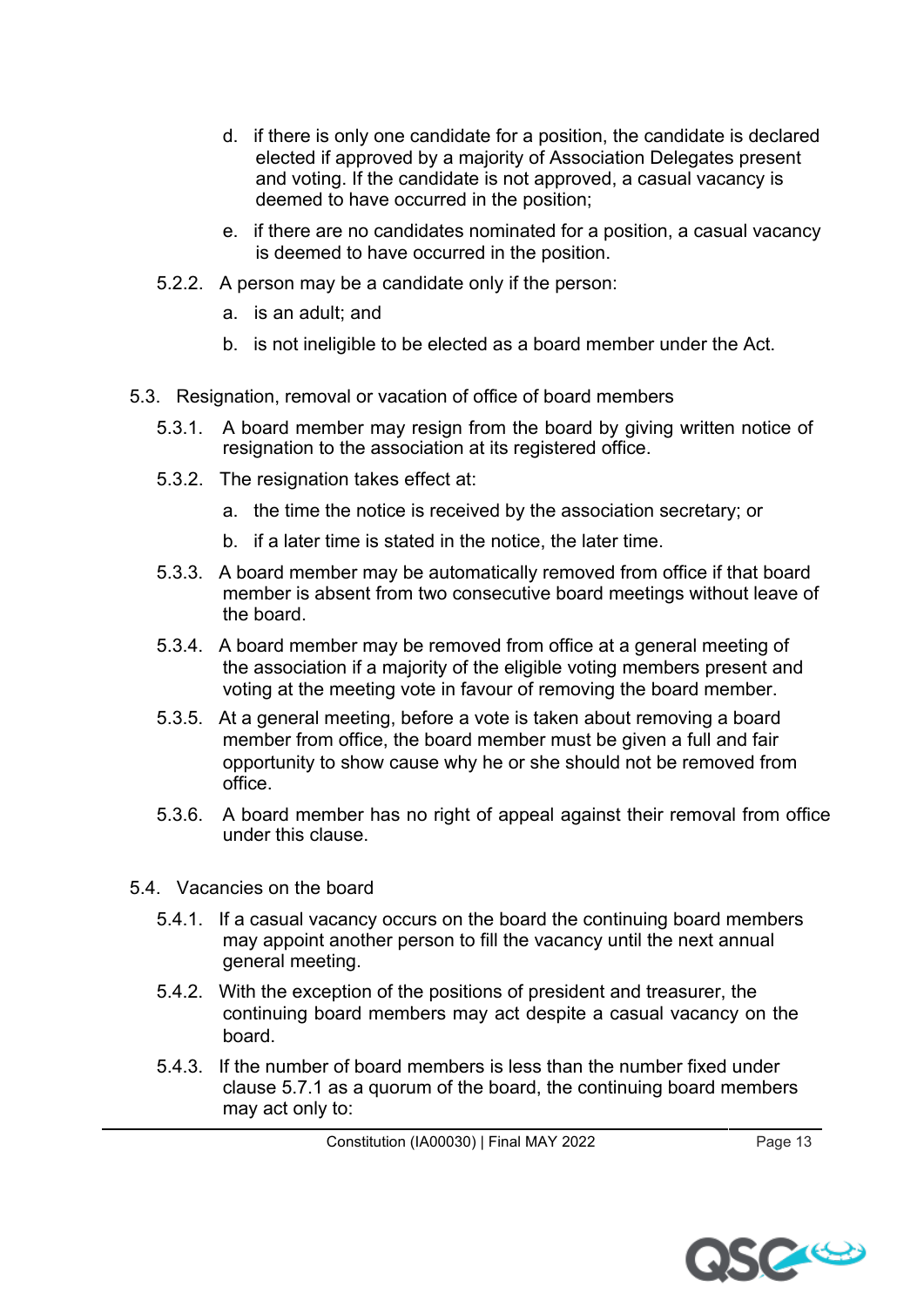d. if there is only one candidate for a position, the candidate is declared elected if approved by a majority of Association Delegates present and voting. If the candidate is not approved, a casual vacancy is deemed to have occurred in the position;

e. if there are no candidates nominated for a position, a casual vacancy is deemed to have occurred in the position.

5.2.2. A person may be a candidate only if the person:

a. is an adult; and

b. is not ineligible to be elected as a board member under the Act.

5.3. Resignation, removal or vacation of office of board members

5.3.1. A board member may resign from the board by giving written notice of resignation to the association at its registered office.

5.3.2. The resignation takes effect at:

a. the time the notice is received by the association secretary; or

b. if a later time is stated in the notice, the later time.

5.3.3. A board member may be automatically removed from office if that board member is absent from two consecutive board meetings without leave of the board.

5.3.4. A board member may be removed from office at a general meeting of the association if a majority of the eligible voting members present and voting at the meeting vote in favour of removing the board member.

5.3.5. At a general meeting, before a vote is taken about removing a board member from office, the board member must be given a full and fair opportunity to show cause why he or she should not be removed from office.

5.3.6. A board member has no right of appeal against their removal from office under this clause.

5.4. Vacancies on the board

5.4.1. If a casual vacancy occurs on the board the continuing board members may appoint another person to fill the vacancy until the next annual general meeting.

5.4.2. With the exception of the positions of president and treasurer, the continuing board members may act despite a casual vacancy on the board.

5.4.3. If the number of board members is less than the number fixed under clause 5.7.1 as a quorum of the board, the continuing board members may act only to: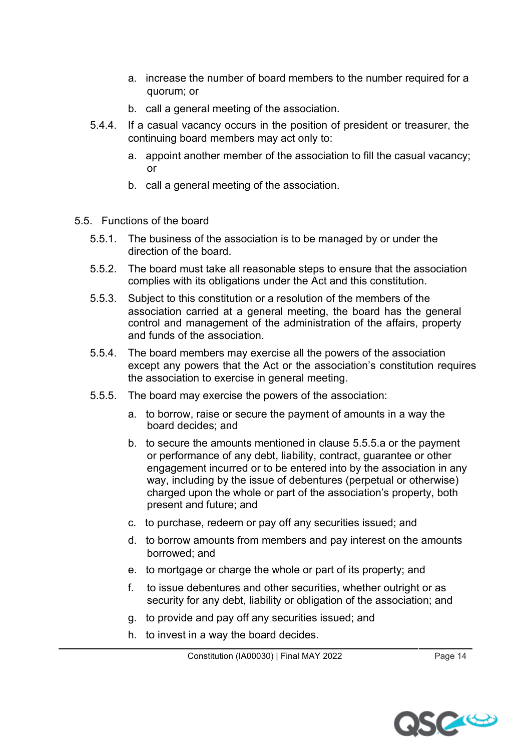a. increase the number of board members to the number required for a quorum; or

b. call a general meeting of the association.

5.4.4. If a casual vacancy occurs in the position of president or treasurer, the continuing board members may act only to:

a. appoint another member of the association to fill the casual vacancy; or

b. call a general meeting of the association.

## 5.5. Functions of the board

5.5.1. The business of the association is to be managed by or under the direction of the board.

5.5.2. The board must take all reasonable steps to ensure that the association complies with its obligations under the Act and this constitution.

5.5.3. Subject to this constitution or a resolution of the members of the association carried at a general meeting, the board has the general control and management of the administration of the affairs, property and funds of the association.

5.5.4. The board members may exercise all the powers of the association except any powers that the Act or the association's constitution requires the association to exercise in general meeting.

5.5.5. The board may exercise the powers of the association:

a. to borrow, raise or secure the payment of amounts in a way the board decides; and

b. to secure the amounts mentioned in clause 5.5.5.a or the payment or performance of any debt, liability, contract, guarantee or other engagement incurred or to be entered into by the association in any way, including by the issue of debentures (perpetual or otherwise) charged upon the whole or part of the association's property, both present and future; and

c. to purchase, redeem or pay off any securities issued; and

d. to borrow amounts from members and pay interest on the amounts borrowed; and

e. to mortgage or charge the whole or part of its property; and

f. to issue debentures and other securities, whether outright or as security for any debt, liability or obligation of the association; and

g. to provide and pay off any securities issued; and

h. to invest in a way the board decides.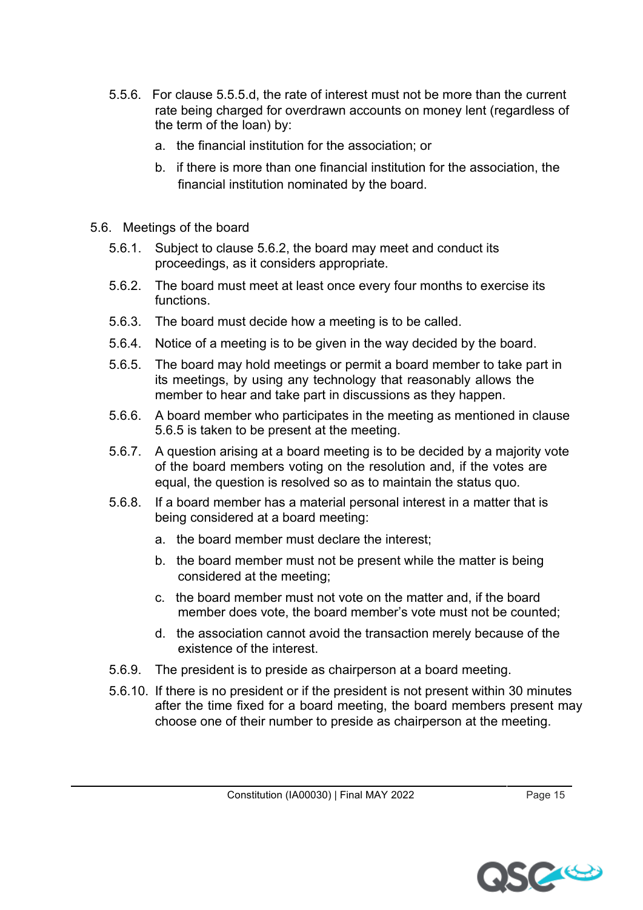5.5.6. For clause 5.5.5.d, the rate of interest must not be more than the current rate being charged for overdrawn accounts on money lent (regardless of the term of the loan) by:

a. the financial institution for the association; or

b. if there is more than one financial institution for the association, the financial institution nominated by the board.

## 5.6. Meetings of the board

5.6.1. Subject to clause 5.6.2, the board may meet and conduct its proceedings, as it considers appropriate.

5.6.2. The board must meet at least once every four months to exercise its functions.

5.6.3. The board must decide how a meeting is to be called.

5.6.4. Notice of a meeting is to be given in the way decided by the board.

5.6.5. The board may hold meetings or permit a board member to take part in its meetings, by using any technology that reasonably allows the member to hear and take part in discussions as they happen.

5.6.6. A board member who participates in the meeting as mentioned in clause 5.6.5 is taken to be present at the meeting.

5.6.7. A question arising at a board meeting is to be decided by a majority vote of the board members voting on the resolution and, if the votes are equal, the question is resolved so as to maintain the status quo.

5.6.8. If a board member has a material personal interest in a matter that is being considered at a board meeting:

a. the board member must declare the interest;

b. the board member must not be present while the matter is being considered at the meeting;

c. the board member must not vote on the matter and, if the board member does vote, the board member's vote must not be counted;

d. the association cannot avoid the transaction merely because of the existence of the interest.

5.6.9. The president is to preside as chairperson at a board meeting.

5.6.10. If there is no president or if the president is not present within 30 minutes after the time fixed for a board meeting, the board members present may choose one of their number to preside as chairperson at the meeting.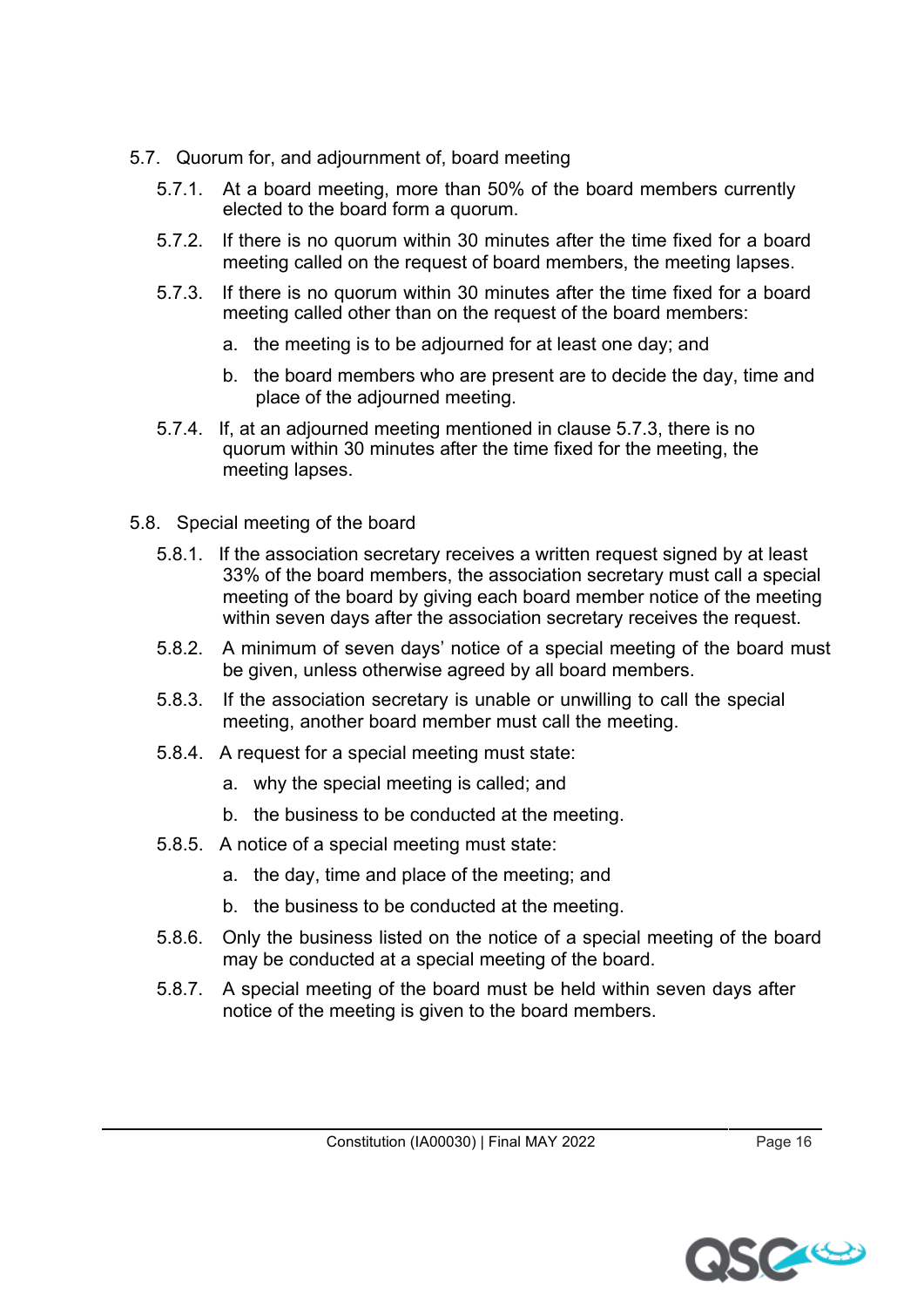## 5.7. Quorum for, and adjournment of, board meeting

5.7.1. At a board meeting, more than 50% of the board members currently elected to the board form a quorum.

5.7.2. If there is no quorum within 30 minutes after the time fixed for a board meeting called on the request of board members, the meeting lapses.

5.7.3. If there is no quorum within 30 minutes after the time fixed for a board meeting called other than on the request of the board members:

a. the meeting is to be adjourned for at least one day; and

b. the board members who are present are to decide the day, time and place of the adjourned meeting.

5.7.4. If, at an adjourned meeting mentioned in clause 5.7.3, there is no quorum within 30 minutes after the time fixed for the meeting, the meeting lapses.

## 5.8. Special meeting of the board

5.8.1. If the association secretary receives a written request signed by at least 33% of the board members, the association secretary must call a special meeting of the board by giving each board member notice of the meeting within seven days after the association secretary receives the request.

5.8.2. A minimum of seven days' notice of a special meeting of the board must be given, unless otherwise agreed by all board members.

5.8.3. If the association secretary is unable or unwilling to call the special meeting, another board member must call the meeting.

5.8.4. A request for a special meeting must state:

a. why the special meeting is called; and

b. the business to be conducted at the meeting.

5.8.5. A notice of a special meeting must state:

a. the day, time and place of the meeting; and

b. the business to be conducted at the meeting.

5.8.6. Only the business listed on the notice of a special meeting of the board may be conducted at a special meeting of the board.

5.8.7. A special meeting of the board must be held within seven days after notice of the meeting is given to the board members.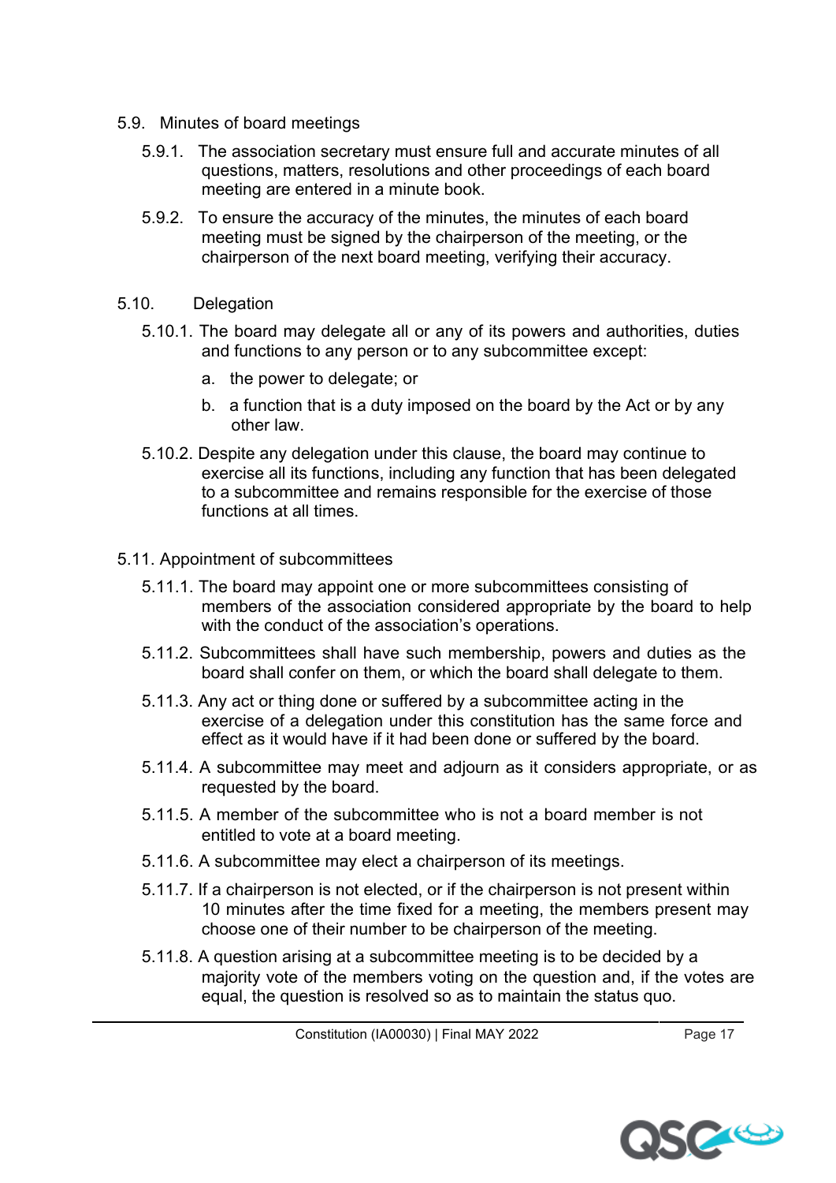5.9. Minutes of board meetings

5.9.1. The association secretary must ensure full and accurate minutes of all questions, matters, resolutions and other proceedings of each board meeting are entered in a minute book.

5.9.2. To ensure the accuracy of the minutes, the minutes of each board meeting must be signed by the chairperson of the meeting, or the chairperson of the next board meeting, verifying their accuracy.

5.10. Delegation

5.10.1. The board may delegate all or any of its powers and authorities, duties and functions to any person or to any subcommittee except:

a. the power to delegate; or

b. a function that is a duty imposed on the board by the Act or by any other law.

5.10.2. Despite any delegation under this clause, the board may continue to exercise all its functions, including any function that has been delegated to a subcommittee and remains responsible for the exercise of those functions at all times.

5.11. Appointment of subcommittees

5.11.1. The board may appoint one or more subcommittees consisting of members of the association considered appropriate by the board to help with the conduct of the association's operations.

5.11.2. Subcommittees shall have such membership, powers and duties as the board shall confer on them, or which the board shall delegate to them.

5.11.3. Any act or thing done or suffered by a subcommittee acting in the exercise of a delegation under this constitution has the same force and effect as it would have if it had been done or suffered by the board.

5.11.4. A subcommittee may meet and adjourn as it considers appropriate, or as requested by the board.

5.11.5. A member of the subcommittee who is not a board member is not entitled to vote at a board meeting.

5.11.6. A subcommittee may elect a chairperson of its meetings.

5.11.7. If a chairperson is not elected, or if the chairperson is not present within 10 minutes after the time fixed for a meeting, the members present may choose one of their number to be chairperson of the meeting.

5.11.8. A question arising at a subcommittee meeting is to be decided by a majority vote of the members voting on the question and, if the votes are equal, the question is resolved so as to maintain the status quo.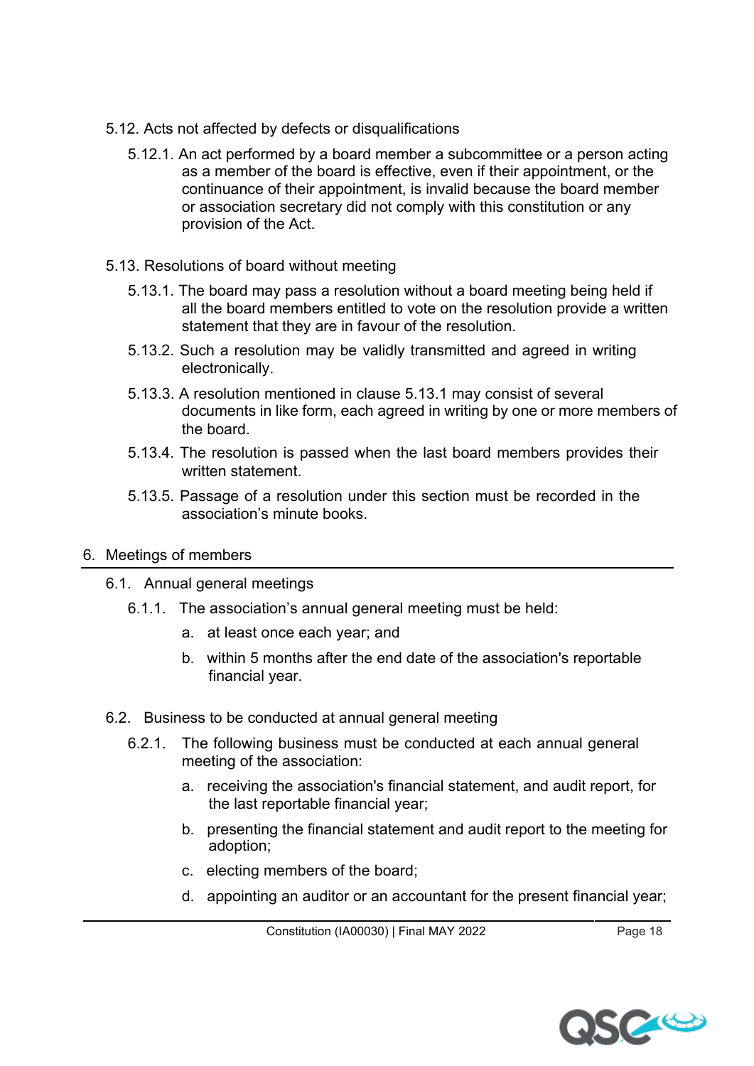### 5.12. Acts not affected by defects or disqualifications

5.12.1. An act performed by a board member a subcommittee or a person acting as a member of the board is effective, even if their appointment, or the continuance of their appointment, is invalid because the board member or association secretary did not comply with this constitution or any provision of the Act.

### 5.13. Resolutions of board without meeting

5.13.1. The board may pass a resolution without a board meeting being held if all the board members entitled to vote on the resolution provide a written statement that they are in favour of the resolution.

5.13.2. Such a resolution may be validly transmitted and agreed in writing electronically.

5.13.3. A resolution mentioned in clause 5.13.1 may consist of several documents in like form, each agreed in writing by one or more members of the board.

5.13.4. The resolution is passed when the last board members provides their written statement.

5.13.5. Passage of a resolution under this section must be recorded in the association's minute books.

## 6. Meetings of members

### 6.1. Annual general meetings

6.1.1. The association's annual general meeting must be held:

a. at least once each year; and

b. within 5 months after the end date of the association's reportable financial year.

### 6.2. Business to be conducted at annual general meeting

6.2.1. The following business must be conducted at each annual general meeting of the association:

a. receiving the association's financial statement, and audit report, for the last reportable financial year;

b. presenting the financial statement and audit report to the meeting for adoption;

c. electing members of the board;

d. appointing an auditor or an accountant for the present financial year;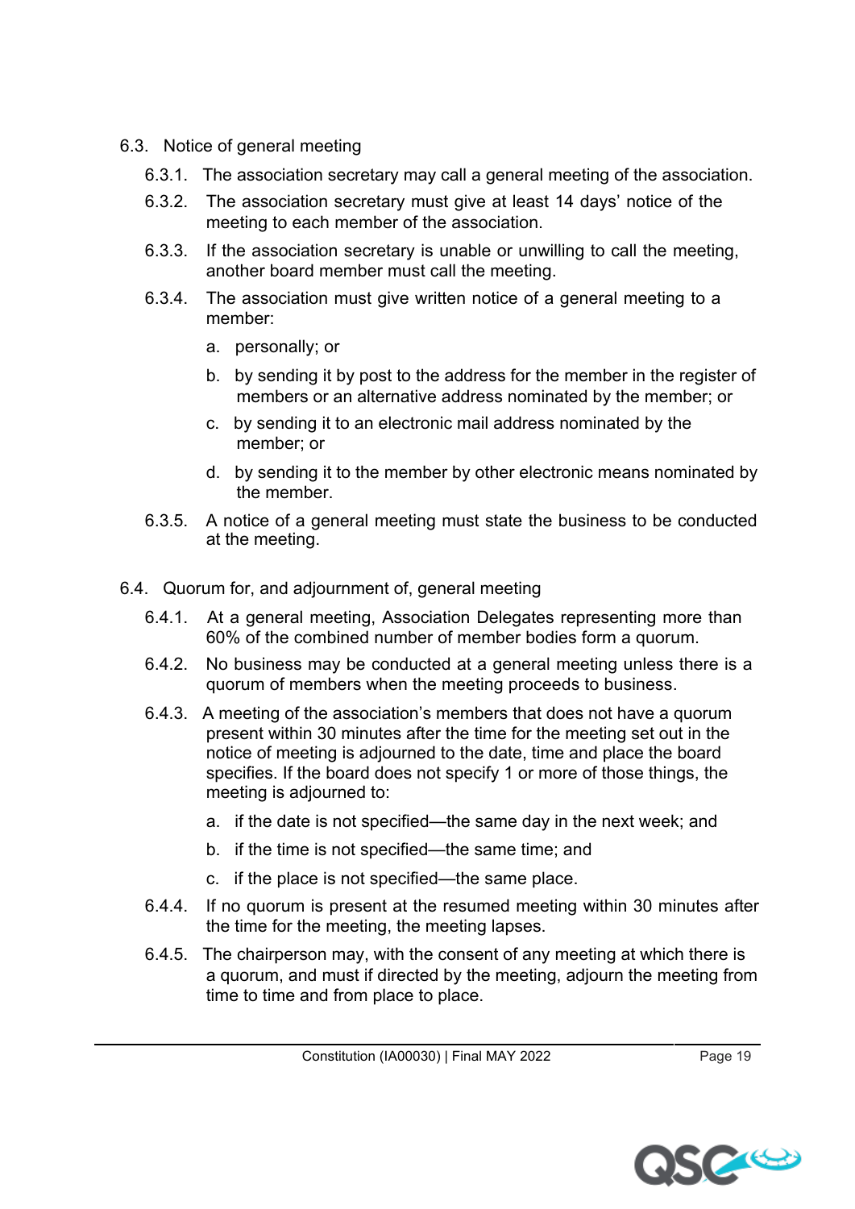## 6.3. Notice of general meeting

6.3.1. The association secretary may call a general meeting of the association.

6.3.2. The association secretary must give at least 14 days' notice of the meeting to each member of the association.

6.3.3. If the association secretary is unable or unwilling to call the meeting, another board member must call the meeting.

6.3.4. The association must give written notice of a general meeting to a member:

a. personally; or

b. by sending it by post to the address for the member in the register of members or an alternative address nominated by the member; or

c. by sending it to an electronic mail address nominated by the member; or

d. by sending it to the member by other electronic means nominated by the member.

6.3.5. A notice of a general meeting must state the business to be conducted at the meeting.

## 6.4. Quorum for, and adjournment of, general meeting

6.4.1. At a general meeting, Association Delegates representing more than 60% of the combined number of member bodies form a quorum.

6.4.2. No business may be conducted at a general meeting unless there is a quorum of members when the meeting proceeds to business.

6.4.3. A meeting of the association's members that does not have a quorum present within 30 minutes after the time for the meeting set out in the notice of meeting is adjourned to the date, time and place the board specifies. If the board does not specify 1 or more of those things, the meeting is adjourned to:

a. if the date is not specified—the same day in the next week; and

b. if the time is not specified—the same time; and

c. if the place is not specified—the same place.

6.4.4. If no quorum is present at the resumed meeting within 30 minutes after the time for the meeting, the meeting lapses.

6.4.5. The chairperson may, with the consent of any meeting at which there is a quorum, and must if directed by the meeting, adjourn the meeting from time to time and from place to place.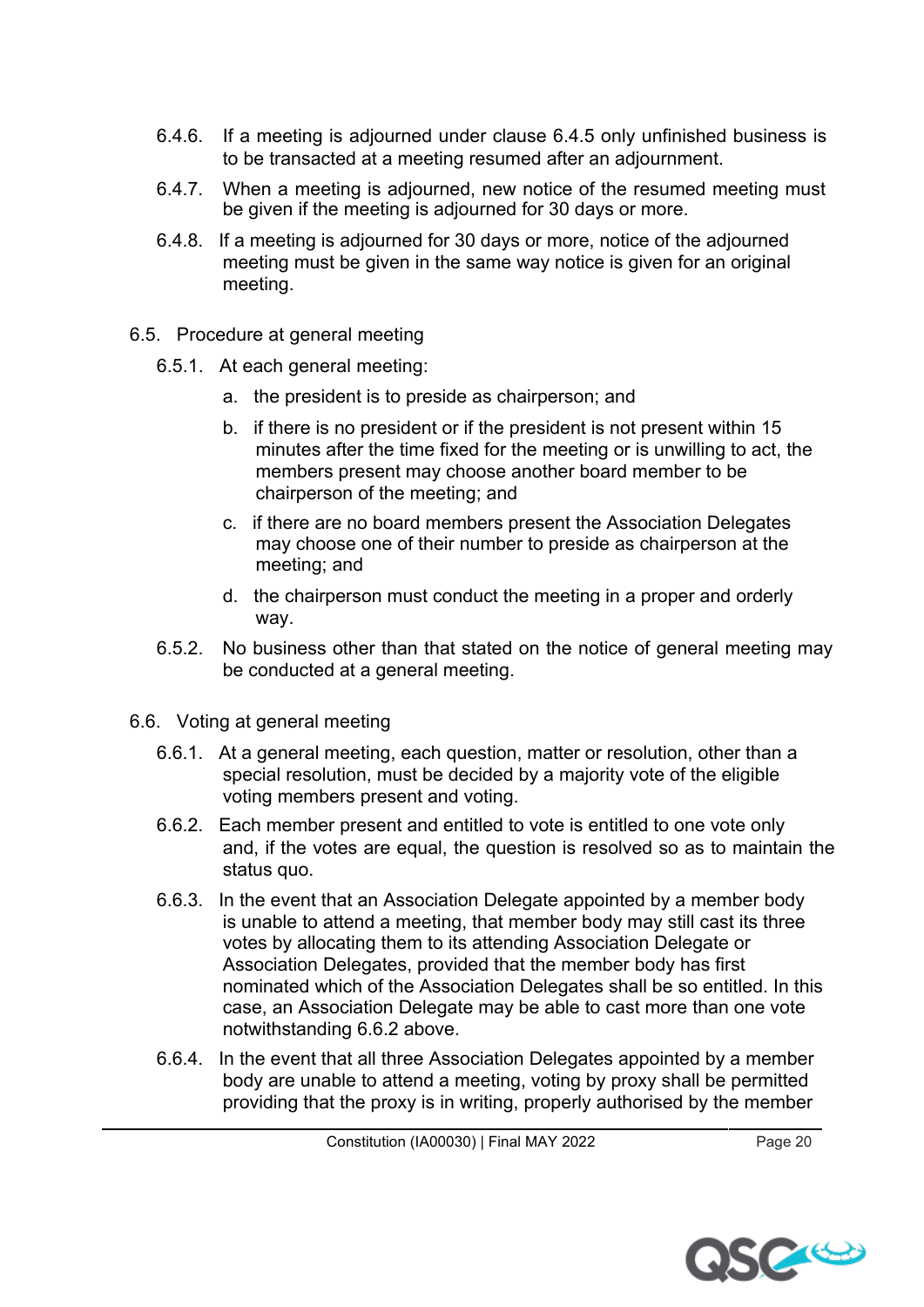6.4.6. If a meeting is adjourned under clause 6.4.5 only unfinished business is to be transacted at a meeting resumed after an adjournment.

6.4.7. When a meeting is adjourned, new notice of the resumed meeting must be given if the meeting is adjourned for 30 days or more.

6.4.8. If a meeting is adjourned for 30 days or more, notice of the adjourned meeting must be given in the same way notice is given for an original meeting.

6.5. Procedure at general meeting

6.5.1. At each general meeting:

a. the president is to preside as chairperson; and

b. if there is no president or if the president is not present within 15 minutes after the time fixed for the meeting or is unwilling to act, the members present may choose another board member to be chairperson of the meeting; and

c. if there are no board members present the Association Delegates may choose one of their number to preside as chairperson at the meeting; and

d. the chairperson must conduct the meeting in a proper and orderly way.

6.5.2. No business other than that stated on the notice of general meeting may be conducted at a general meeting.

6.6. Voting at general meeting

6.6.1. At a general meeting, each question, matter or resolution, other than a special resolution, must be decided by a majority vote of the eligible voting members present and voting.

6.6.2. Each member present and entitled to vote is entitled to one vote only and, if the votes are equal, the question is resolved so as to maintain the status quo.

6.6.3. In the event that an Association Delegate appointed by a member body is unable to attend a meeting, that member body may still cast its three votes by allocating them to its attending Association Delegate or Association Delegates, provided that the member body has first nominated which of the Association Delegates shall be so entitled. In this case, an Association Delegate may be able to cast more than one vote notwithstanding 6.6.2 above.

6.6.4. In the event that all three Association Delegates appointed by a member body are unable to attend a meeting, voting by proxy shall be permitted providing that the proxy is in writing, properly authorised by the member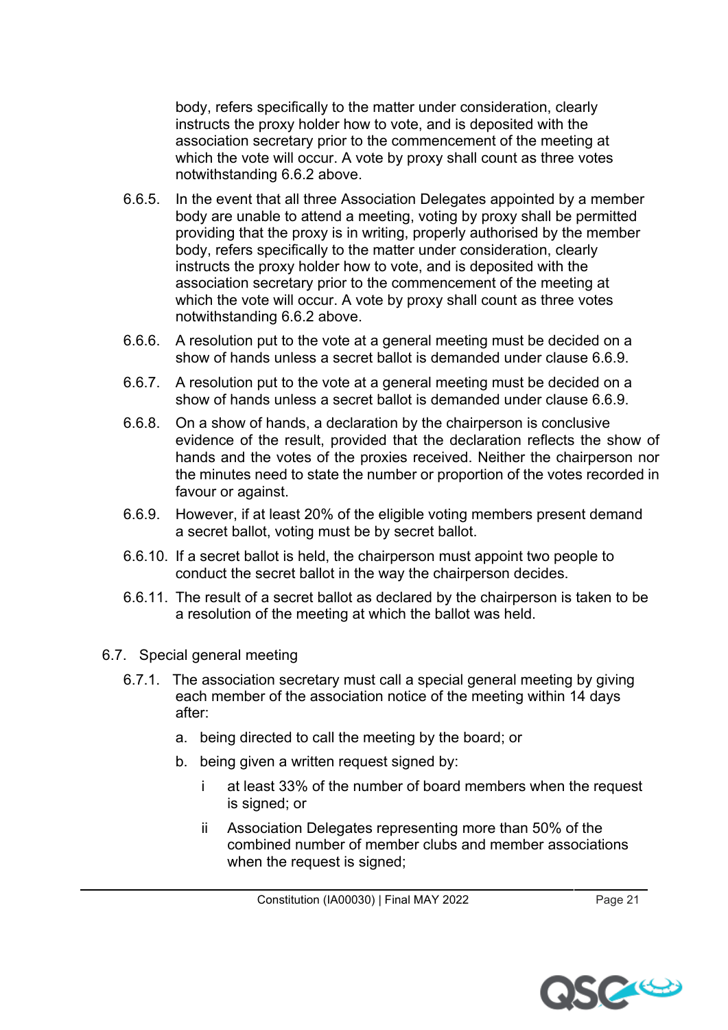body, refers specifically to the matter under consideration, clearly instructs the proxy holder how to vote, and is deposited with the association secretary prior to the commencement of the meeting at which the vote will occur. A vote by proxy shall count as three votes notwithstanding 6.6.2 above.

6.6.5. In the event that all three Association Delegates appointed by a member body are unable to attend a meeting, voting by proxy shall be permitted providing that the proxy is in writing, properly authorised by the member body, refers specifically to the matter under consideration, clearly instructs the proxy holder how to vote, and is deposited with the association secretary prior to the commencement of the meeting at which the vote will occur. A vote by proxy shall count as three votes notwithstanding 6.6.2 above.

6.6.6. A resolution put to the vote at a general meeting must be decided on a show of hands unless a secret ballot is demanded under clause 6.6.9.

6.6.7. A resolution put to the vote at a general meeting must be decided on a show of hands unless a secret ballot is demanded under clause 6.6.9.

6.6.8. On a show of hands, a declaration by the chairperson is conclusive evidence of the result, provided that the declaration reflects the show of hands and the votes of the proxies received. Neither the chairperson nor the minutes need to state the number or proportion of the votes recorded in favour or against.

6.6.9. However, if at least 20% of the eligible voting members present demand a secret ballot, voting must be by secret ballot.

6.6.10. If a secret ballot is held, the chairperson must appoint two people to conduct the secret ballot in the way the chairperson decides.

6.6.11. The result of a secret ballot as declared by the chairperson is taken to be a resolution of the meeting at which the ballot was held.

6.7. Special general meeting

6.7.1. The association secretary must call a special general meeting by giving each member of the association notice of the meeting within 14 days after:

a. being directed to call the meeting by the board; or

b. being given a written request signed by:

i at least 33% of the number of board members when the request is signed; or

ii Association Delegates representing more than 50% of the combined number of member clubs and member associations when the request is signed;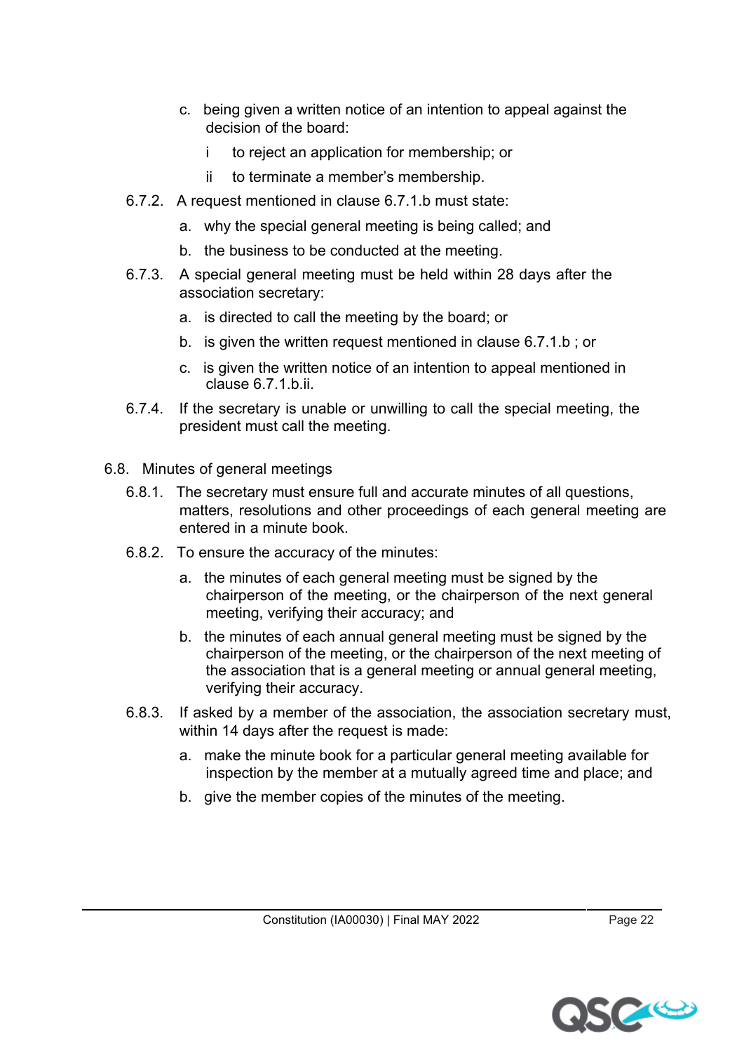c. being given a written notice of an intention to appeal against the decision of the board:

   i to reject an application for membership; or

   ii to terminate a member's membership.

6.7.2. A request mentioned in clause 6.7.1.b must state:

   a. why the special general meeting is being called; and

   b. the business to be conducted at the meeting.

6.7.3. A special general meeting must be held within 28 days after the association secretary:

   a. is directed to call the meeting by the board; or

   b. is given the written request mentioned in clause 6.7.1.b ; or

   c. is given the written notice of an intention to appeal mentioned in clause 6.7.1.b.ii.

6.7.4. If the secretary is unable or unwilling to call the special meeting, the president must call the meeting.

6.8. Minutes of general meetings

6.8.1. The secretary must ensure full and accurate minutes of all questions, matters, resolutions and other proceedings of each general meeting are entered in a minute book.

6.8.2. To ensure the accuracy of the minutes:

   a. the minutes of each general meeting must be signed by the chairperson of the meeting, or the chairperson of the next general meeting, verifying their accuracy; and

   b. the minutes of each annual general meeting must be signed by the chairperson of the meeting, or the chairperson of the next meeting of the association that is a general meeting or annual general meeting, verifying their accuracy.

6.8.3. If asked by a member of the association, the association secretary must, within 14 days after the request is made:

   a. make the minute book for a particular general meeting available for inspection by the member at a mutually agreed time and place; and

   b. give the member copies of the minutes of the meeting.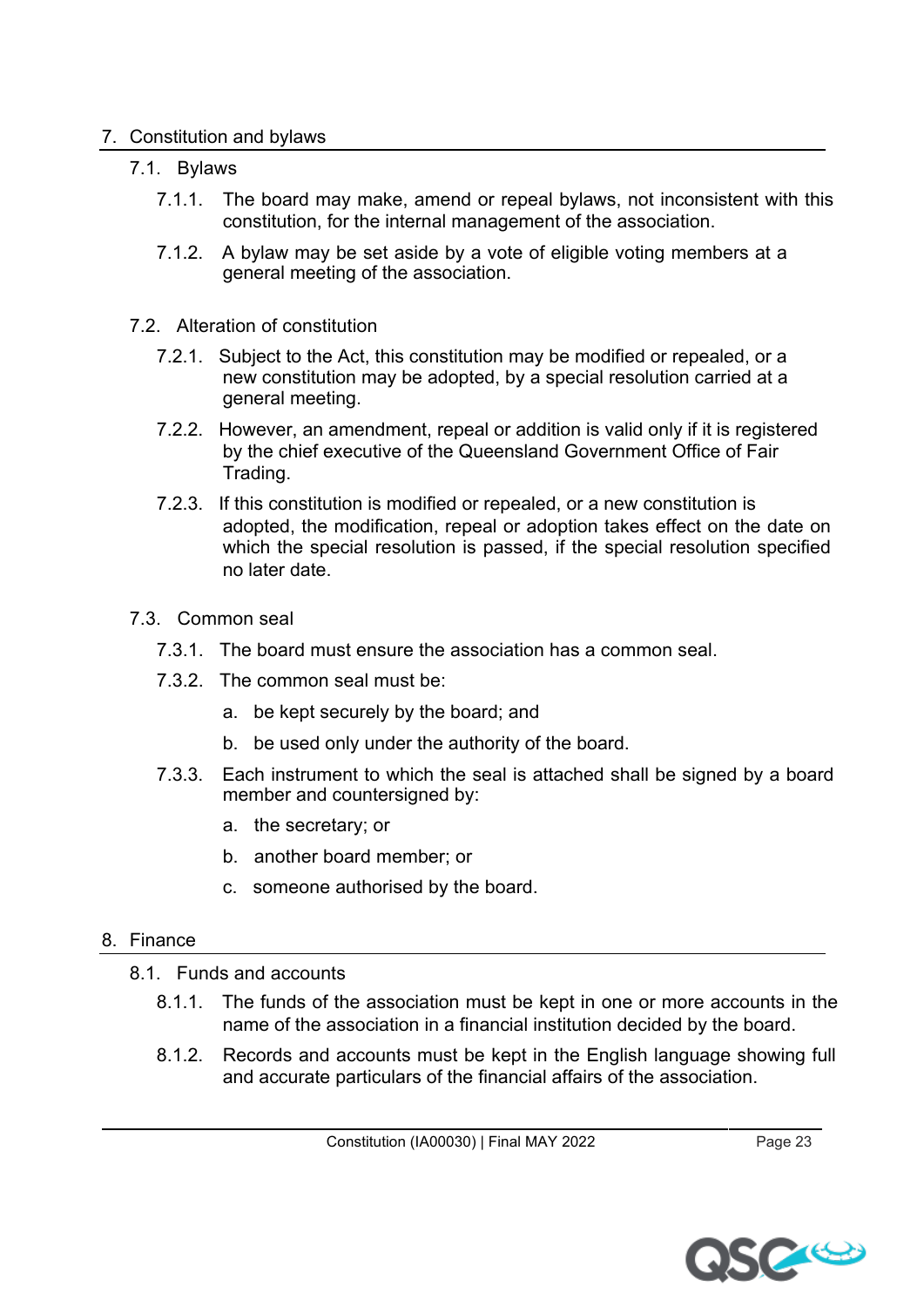## 7. Constitution and bylaws

### 7.1. Bylaws

7.1.1. The board may make, amend or repeal bylaws, not inconsistent with this constitution, for the internal management of the association.

7.1.2. A bylaw may be set aside by a vote of eligible voting members at a general meeting of the association.

### 7.2. Alteration of constitution

7.2.1. Subject to the Act, this constitution may be modified or repealed, or a new constitution may be adopted, by a special resolution carried at a general meeting.

7.2.2. However, an amendment, repeal or addition is valid only if it is registered by the chief executive of the Queensland Government Office of Fair Trading.

7.2.3. If this constitution is modified or repealed, or a new constitution is adopted, the modification, repeal or adoption takes effect on the date on which the special resolution is passed, if the special resolution specified no later date.

### 7.3. Common seal

7.3.1. The board must ensure the association has a common seal.

7.3.2. The common seal must be:

a. be kept securely by the board; and

b. be used only under the authority of the board.

7.3.3. Each instrument to which the seal is attached shall be signed by a board member and countersigned by:

a. the secretary; or

b. another board member; or

c. someone authorised by the board.

## 8. Finance

### 8.1. Funds and accounts

8.1.1. The funds of the association must be kept in one or more accounts in the name of the association in a financial institution decided by the board.

8.1.2. Records and accounts must be kept in the English language showing full and accurate particulars of the financial affairs of the association.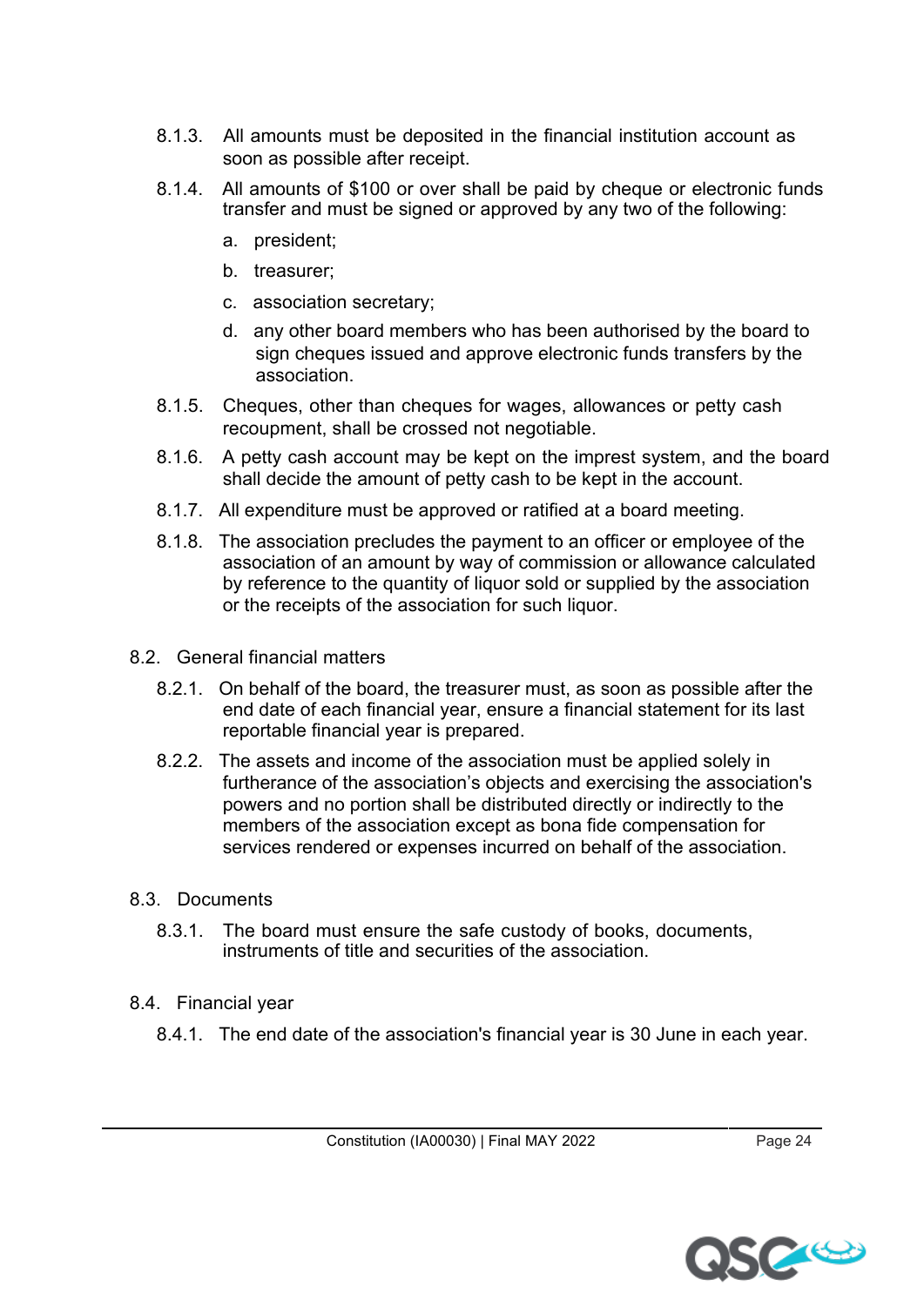8.1.3. All amounts must be deposited in the financial institution account as soon as possible after receipt.

8.1.4. All amounts of $100 or over shall be paid by cheque or electronic funds transfer and must be signed or approved by any two of the following:

   a. president;

   b. treasurer;

   c. association secretary;

   d. any other board members who has been authorised by the board to sign cheques issued and approve electronic funds transfers by the association.

8.1.5. Cheques, other than cheques for wages, allowances or petty cash recoupment, shall be crossed not negotiable.

8.1.6. A petty cash account may be kept on the imprest system, and the board shall decide the amount of petty cash to be kept in the account.

8.1.7. All expenditure must be approved or ratified at a board meeting.

8.1.8. The association precludes the payment to an officer or employee of the association of an amount by way of commission or allowance calculated by reference to the quantity of liquor sold or supplied by the association or the receipts of the association for such liquor.

## 8.2. General financial matters

8.2.1. On behalf of the board, the treasurer must, as soon as possible after the end date of each financial year, ensure a financial statement for its last reportable financial year is prepared.

8.2.2. The assets and income of the association must be applied solely in furtherance of the association's objects and exercising the association's powers and no portion shall be distributed directly or indirectly to the members of the association except as bona fide compensation for services rendered or expenses incurred on behalf of the association.

## 8.3. Documents

8.3.1. The board must ensure the safe custody of books, documents, instruments of title and securities of the association.

## 8.4. Financial year

8.4.1. The end date of the association's financial year is 30 June in each year.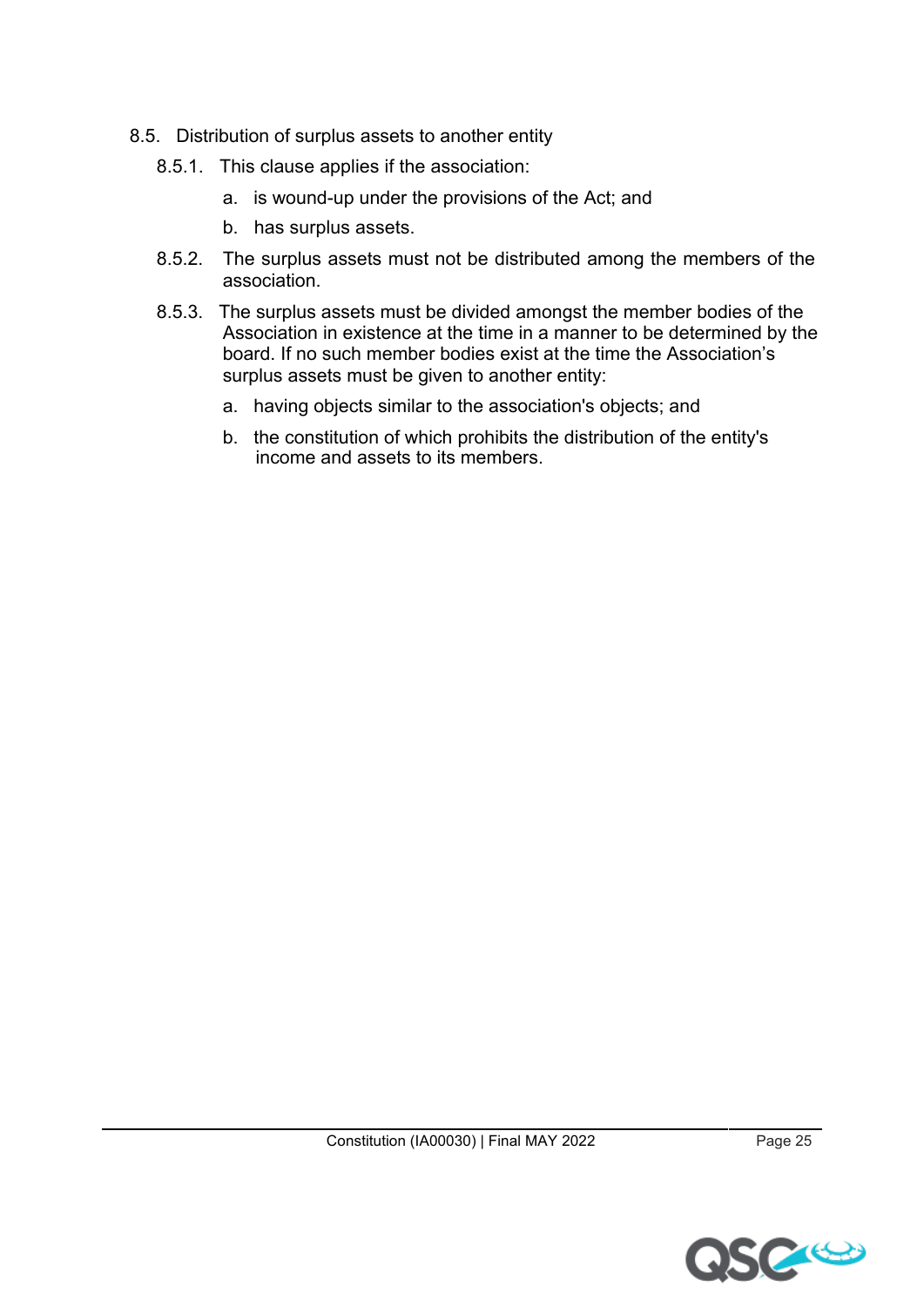8.5. Distribution of surplus assets to another entity

8.5.1. This clause applies if the association:

a. is wound-up under the provisions of the Act; and

b. has surplus assets.

8.5.2. The surplus assets must not be distributed among the members of the association.

8.5.3. The surplus assets must be divided amongst the member bodies of the Association in existence at the time in a manner to be determined by the board. If no such member bodies exist at the time the Association's surplus assets must be given to another entity:

a. having objects similar to the association's objects; and

b. the constitution of which prohibits the distribution of the entity's income and assets to its members.